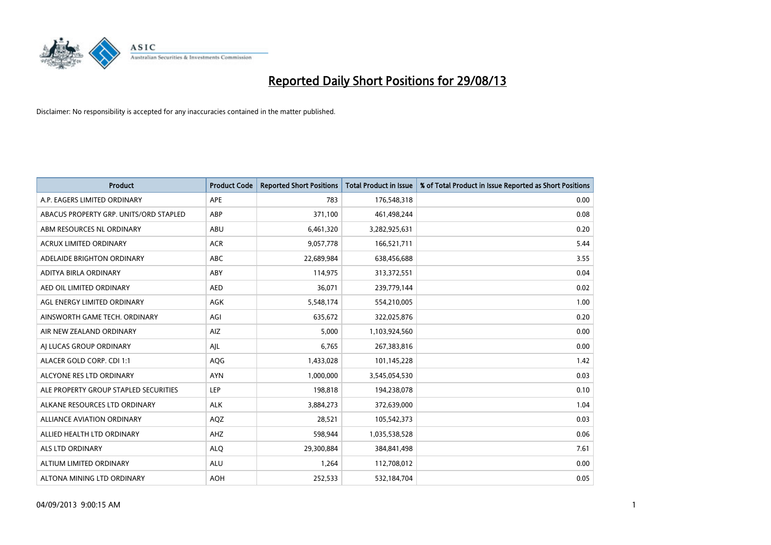# Reported Daily Short Positions for 29/08/13

Disclaimer: No responsibility is accepted for any inaccuracies contained in the matter published.

| Product | Product Code | Reported Short Positions | Total Product in Issue | % of Total Product in Issue Reported as Short Positions |
|---|---|---|---|---|
| A.P. EAGERS LIMITED ORDINARY | APE | 783 | 176,548,318 | 0.00 |
| ABACUS PROPERTY GRP. UNITS/ORD STAPLED | ABP | 371,100 | 461,498,244 | 0.08 |
| ABM RESOURCES NL ORDINARY | ABU | 6,461,320 | 3,282,925,631 | 0.20 |
| ACRUX LIMITED ORDINARY | ACR | 9,057,778 | 166,521,711 | 5.44 |
| ADELAIDE BRIGHTON ORDINARY | ABC | 22,689,984 | 638,456,688 | 3.55 |
| ADITYA BIRLA ORDINARY | ABY | 114,975 | 313,372,551 | 0.04 |
| AED OIL LIMITED ORDINARY | AED | 36,071 | 239,779,144 | 0.02 |
| AGL ENERGY LIMITED ORDINARY | AGK | 5,548,174 | 554,210,005 | 1.00 |
| AINSWORTH GAME TECH. ORDINARY | AGI | 635,672 | 322,025,876 | 0.20 |
| AIR NEW ZEALAND ORDINARY | AIZ | 5,000 | 1,103,924,560 | 0.00 |
| AJ LUCAS GROUP ORDINARY | AJL | 6,765 | 267,383,816 | 0.00 |
| ALACER GOLD CORP. CDI 1:1 | AQG | 1,433,028 | 101,145,228 | 1.42 |
| ALCYONE RES LTD ORDINARY | AYN | 1,000,000 | 3,545,054,530 | 0.03 |
| ALE PROPERTY GROUP STAPLED SECURITIES | LEP | 198,818 | 194,238,078 | 0.10 |
| ALKANE RESOURCES LTD ORDINARY | ALK | 3,884,273 | 372,639,000 | 1.04 |
| ALLIANCE AVIATION ORDINARY | AQZ | 28,521 | 105,542,373 | 0.03 |
| ALLIED HEALTH LTD ORDINARY | AHZ | 598,944 | 1,035,538,528 | 0.06 |
| ALS LTD ORDINARY | ALQ | 29,300,884 | 384,841,498 | 7.61 |
| ALTIUM LIMITED ORDINARY | ALU | 1,264 | 112,708,012 | 0.00 |
| ALTONA MINING LTD ORDINARY | AOH | 252,533 | 532,184,704 | 0.05 |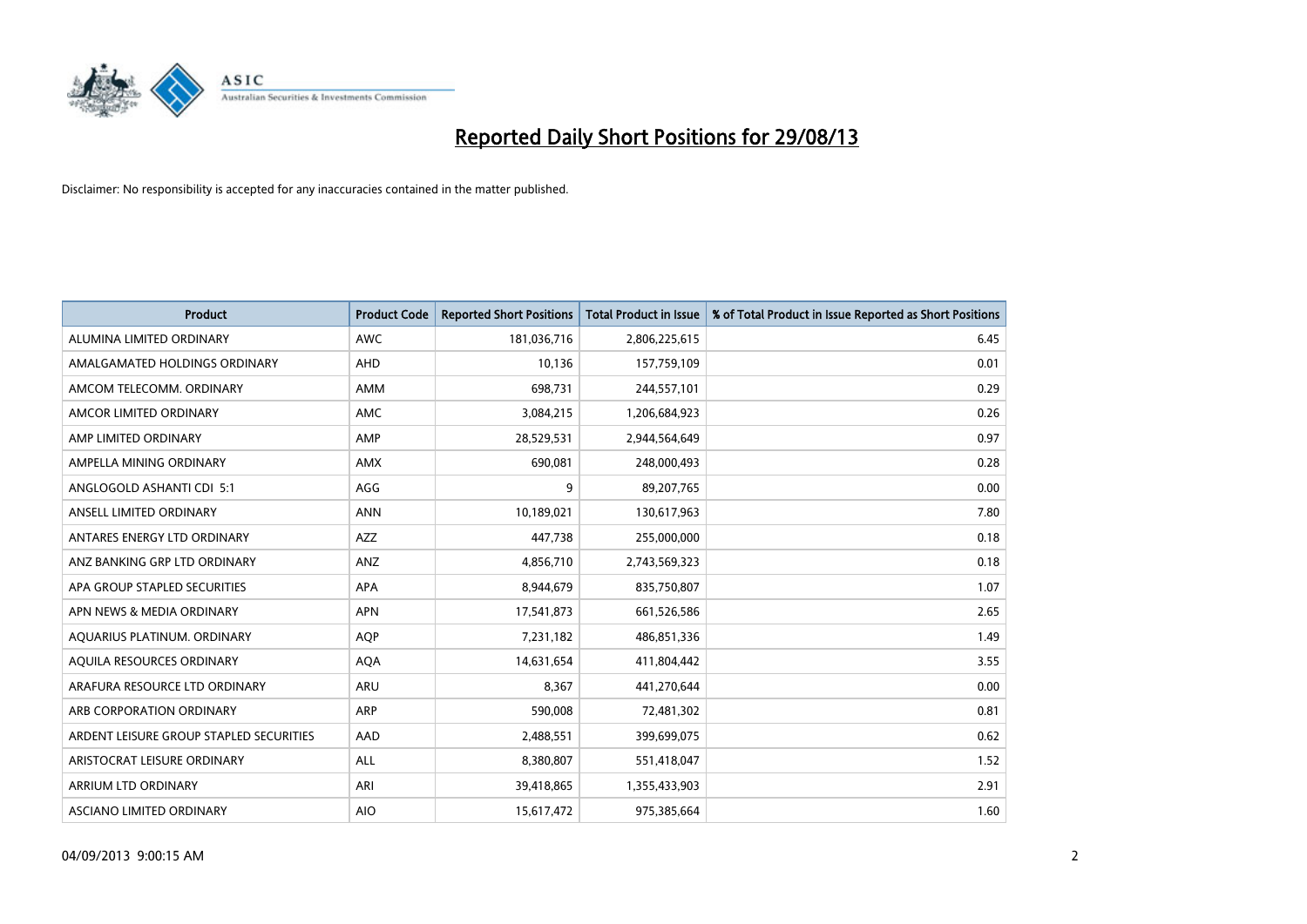# Reported Daily Short Positions for 29/08/13

Disclaimer: No responsibility is accepted for any inaccuracies contained in the matter published.

| Product | Product Code | Reported Short Positions | Total Product in Issue | % of Total Product in Issue Reported as Short Positions |
| --- | --- | --- | --- | --- |
| ALUMINA LIMITED ORDINARY | AWC | 181,036,716 | 2,806,225,615 | 6.45 |
| AMALGAMATED HOLDINGS ORDINARY | AHD | 10,136 | 157,759,109 | 0.01 |
| AMCOM TELECOMM. ORDINARY | AMM | 698,731 | 244,557,101 | 0.29 |
| AMCOR LIMITED ORDINARY | AMC | 3,084,215 | 1,206,684,923 | 0.26 |
| AMP LIMITED ORDINARY | AMP | 28,529,531 | 2,944,564,649 | 0.97 |
| AMPELLA MINING ORDINARY | AMX | 690,081 | 248,000,493 | 0.28 |
| ANGLOGOLD ASHANTI CDI 5:1 | AGG | 9 | 89,207,765 | 0.00 |
| ANSELL LIMITED ORDINARY | ANN | 10,189,021 | 130,617,963 | 7.80 |
| ANTARES ENERGY LTD ORDINARY | AZZ | 447,738 | 255,000,000 | 0.18 |
| ANZ BANKING GRP LTD ORDINARY | ANZ | 4,856,710 | 2,743,569,323 | 0.18 |
| APA GROUP STAPLED SECURITIES | APA | 8,944,679 | 835,750,807 | 1.07 |
| APN NEWS & MEDIA ORDINARY | APN | 17,541,873 | 661,526,586 | 2.65 |
| AQUARIUS PLATINUM. ORDINARY | AQP | 7,231,182 | 486,851,336 | 1.49 |
| AQUILA RESOURCES ORDINARY | AQA | 14,631,654 | 411,804,442 | 3.55 |
| ARAFURA RESOURCE LTD ORDINARY | ARU | 8,367 | 441,270,644 | 0.00 |
| ARB CORPORATION ORDINARY | ARP | 590,008 | 72,481,302 | 0.81 |
| ARDENT LEISURE GROUP STAPLED SECURITIES | AAD | 2,488,551 | 399,699,075 | 0.62 |
| ARISTOCRAT LEISURE ORDINARY | ALL | 8,380,807 | 551,418,047 | 1.52 |
| ARRIUM LTD ORDINARY | ARI | 39,418,865 | 1,355,433,903 | 2.91 |
| ASCIANO LIMITED ORDINARY | AIO | 15,617,472 | 975,385,664 | 1.60 |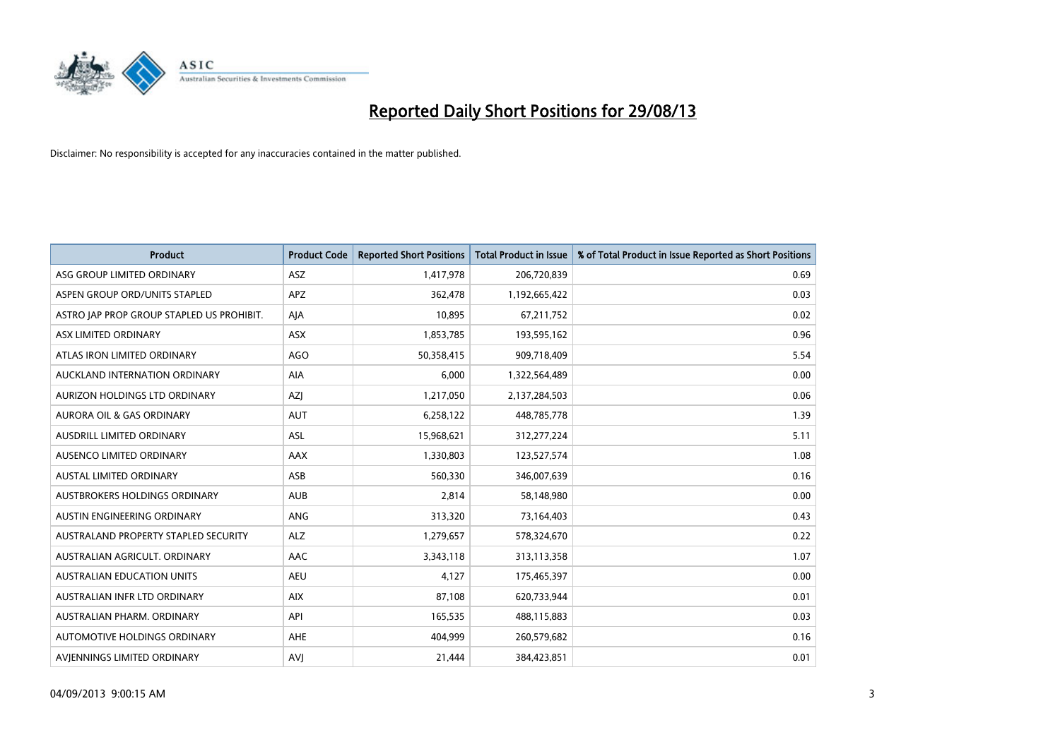# Reported Daily Short Positions for 29/08/13

Disclaimer: No responsibility is accepted for any inaccuracies contained in the matter published.

| Product | Product Code | Reported Short Positions | Total Product in Issue | % of Total Product in Issue Reported as Short Positions |
|---|---|---|---|---|
| ASG GROUP LIMITED ORDINARY | ASZ | 1,417,978 | 206,720,839 | 0.69 |
| ASPEN GROUP ORD/UNITS STAPLED | APZ | 362,478 | 1,192,665,422 | 0.03 |
| ASTRO JAP PROP GROUP STAPLED US PROHIBIT. | AJA | 10,895 | 67,211,752 | 0.02 |
| ASX LIMITED ORDINARY | ASX | 1,853,785 | 193,595,162 | 0.96 |
| ATLAS IRON LIMITED ORDINARY | AGO | 50,358,415 | 909,718,409 | 5.54 |
| AUCKLAND INTERNATION ORDINARY | AIA | 6,000 | 1,322,564,489 | 0.00 |
| AURIZON HOLDINGS LTD ORDINARY | AZJ | 1,217,050 | 2,137,284,503 | 0.06 |
| AURORA OIL & GAS ORDINARY | AUT | 6,258,122 | 448,785,778 | 1.39 |
| AUSDRILL LIMITED ORDINARY | ASL | 15,968,621 | 312,277,224 | 5.11 |
| AUSENCO LIMITED ORDINARY | AAX | 1,330,803 | 123,527,574 | 1.08 |
| AUSTAL LIMITED ORDINARY | ASB | 560,330 | 346,007,639 | 0.16 |
| AUSTBROKERS HOLDINGS ORDINARY | AUB | 2,814 | 58,148,980 | 0.00 |
| AUSTIN ENGINEERING ORDINARY | ANG | 313,320 | 73,164,403 | 0.43 |
| AUSTRALAND PROPERTY STAPLED SECURITY | ALZ | 1,279,657 | 578,324,670 | 0.22 |
| AUSTRALIAN AGRICULT. ORDINARY | AAC | 3,343,118 | 313,113,358 | 1.07 |
| AUSTRALIAN EDUCATION UNITS | AEU | 4,127 | 175,465,397 | 0.00 |
| AUSTRALIAN INFR LTD ORDINARY | AIX | 87,108 | 620,733,944 | 0.01 |
| AUSTRALIAN PHARM. ORDINARY | API | 165,535 | 488,115,883 | 0.03 |
| AUTOMOTIVE HOLDINGS ORDINARY | AHE | 404,999 | 260,579,682 | 0.16 |
| AVJENNINGS LIMITED ORDINARY | AVJ | 21,444 | 384,423,851 | 0.01 |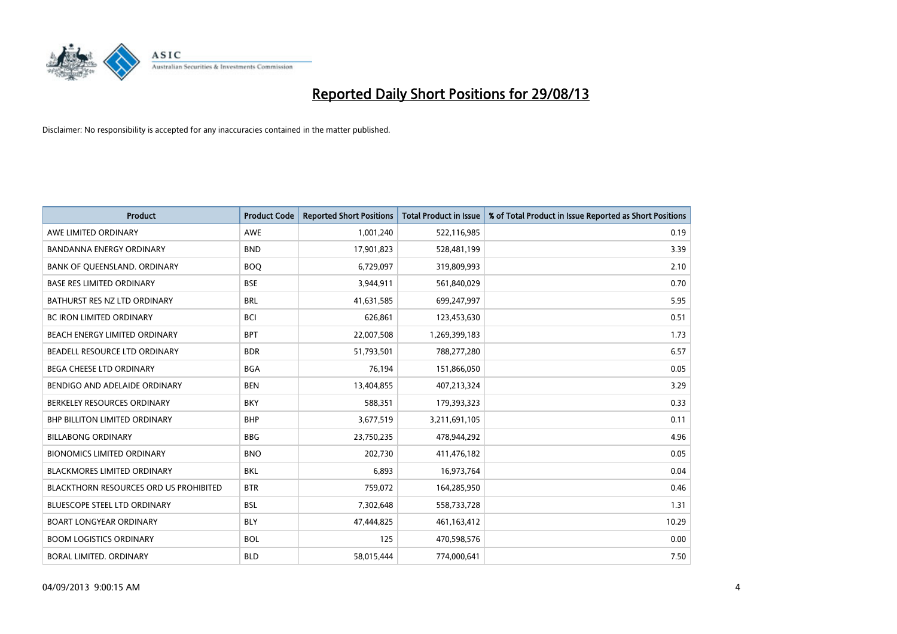# Reported Daily Short Positions for 29/08/13

Disclaimer: No responsibility is accepted for any inaccuracies contained in the matter published.

| Product | Product Code | Reported Short Positions | Total Product in Issue | % of Total Product in Issue Reported as Short Positions |
|---|---|---|---|---|
| AWE LIMITED ORDINARY | AWE | 1,001,240 | 522,116,985 | 0.19 |
| BANDANNA ENERGY ORDINARY | BND | 17,901,823 | 528,481,199 | 3.39 |
| BANK OF QUEENSLAND. ORDINARY | BOQ | 6,729,097 | 319,809,993 | 2.10 |
| BASE RES LIMITED ORDINARY | BSE | 3,944,911 | 561,840,029 | 0.70 |
| BATHURST RES NZ LTD ORDINARY | BRL | 41,631,585 | 699,247,997 | 5.95 |
| BC IRON LIMITED ORDINARY | BCI | 626,861 | 123,453,630 | 0.51 |
| BEACH ENERGY LIMITED ORDINARY | BPT | 22,007,508 | 1,269,399,183 | 1.73 |
| BEADELL RESOURCE LTD ORDINARY | BDR | 51,793,501 | 788,277,280 | 6.57 |
| BEGA CHEESE LTD ORDINARY | BGA | 76,194 | 151,866,050 | 0.05 |
| BENDIGO AND ADELAIDE ORDINARY | BEN | 13,404,855 | 407,213,324 | 3.29 |
| BERKELEY RESOURCES ORDINARY | BKY | 588,351 | 179,393,323 | 0.33 |
| BHP BILLITON LIMITED ORDINARY | BHP | 3,677,519 | 3,211,691,105 | 0.11 |
| BILLABONG ORDINARY | BBG | 23,750,235 | 478,944,292 | 4.96 |
| BIONOMICS LIMITED ORDINARY | BNO | 202,730 | 411,476,182 | 0.05 |
| BLACKMORES LIMITED ORDINARY | BKL | 6,893 | 16,973,764 | 0.04 |
| BLACKTHORN RESOURCES ORD US PROHIBITED | BTR | 759,072 | 164,285,950 | 0.46 |
| BLUESCOPE STEEL LTD ORDINARY | BSL | 7,302,648 | 558,733,728 | 1.31 |
| BOART LONGYEAR ORDINARY | BLY | 47,444,825 | 461,163,412 | 10.29 |
| BOOM LOGISTICS ORDINARY | BOL | 125 | 470,598,576 | 0.00 |
| BORAL LIMITED. ORDINARY | BLD | 58,015,444 | 774,000,641 | 7.50 |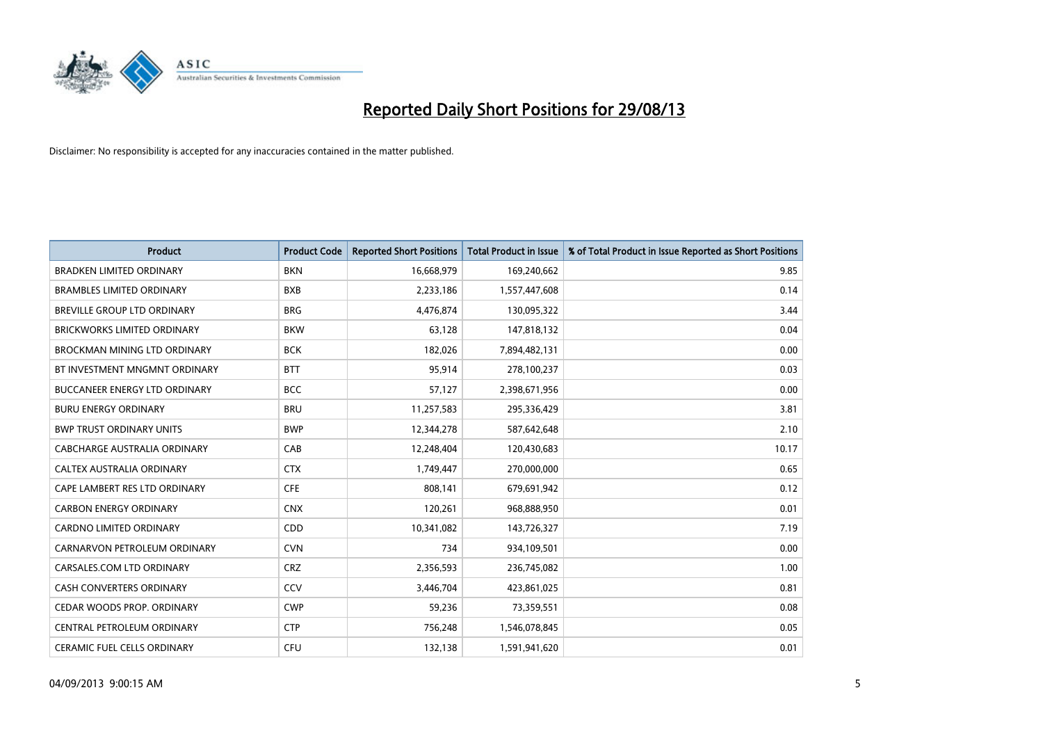# Reported Daily Short Positions for 29/08/13

Disclaimer: No responsibility is accepted for any inaccuracies contained in the matter published.

| Product | Product Code | Reported Short Positions | Total Product in Issue | % of Total Product in Issue Reported as Short Positions |
|---|---|---|---|---|
| BRADKEN LIMITED ORDINARY | BKN | 16,668,979 | 169,240,662 | 9.85 |
| BRAMBLES LIMITED ORDINARY | BXB | 2,233,186 | 1,557,447,608 | 0.14 |
| BREVILLE GROUP LTD ORDINARY | BRG | 4,476,874 | 130,095,322 | 3.44 |
| BRICKWORKS LIMITED ORDINARY | BKW | 63,128 | 147,818,132 | 0.04 |
| BROCKMAN MINING LTD ORDINARY | BCK | 182,026 | 7,894,482,131 | 0.00 |
| BT INVESTMENT MNGMNT ORDINARY | BTT | 95,914 | 278,100,237 | 0.03 |
| BUCCANEER ENERGY LTD ORDINARY | BCC | 57,127 | 2,398,671,956 | 0.00 |
| BURU ENERGY ORDINARY | BRU | 11,257,583 | 295,336,429 | 3.81 |
| BWP TRUST ORDINARY UNITS | BWP | 12,344,278 | 587,642,648 | 2.10 |
| CABCHARGE AUSTRALIA ORDINARY | CAB | 12,248,404 | 120,430,683 | 10.17 |
| CALTEX AUSTRALIA ORDINARY | CTX | 1,749,447 | 270,000,000 | 0.65 |
| CAPE LAMBERT RES LTD ORDINARY | CFE | 808,141 | 679,691,942 | 0.12 |
| CARBON ENERGY ORDINARY | CNX | 120,261 | 968,888,950 | 0.01 |
| CARDNO LIMITED ORDINARY | CDD | 10,341,082 | 143,726,327 | 7.19 |
| CARNARVON PETROLEUM ORDINARY | CVN | 734 | 934,109,501 | 0.00 |
| CARSALES.COM LTD ORDINARY | CRZ | 2,356,593 | 236,745,082 | 1.00 |
| CASH CONVERTERS ORDINARY | CCV | 3,446,704 | 423,861,025 | 0.81 |
| CEDAR WOODS PROP. ORDINARY | CWP | 59,236 | 73,359,551 | 0.08 |
| CENTRAL PETROLEUM ORDINARY | CTP | 756,248 | 1,546,078,845 | 0.05 |
| CERAMIC FUEL CELLS ORDINARY | CFU | 132,138 | 1,591,941,620 | 0.01 |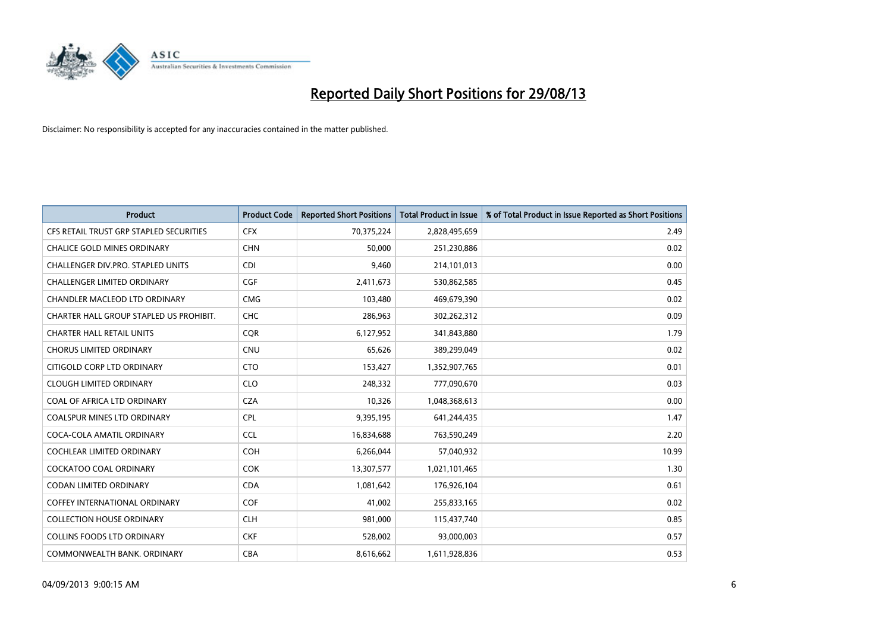# Reported Daily Short Positions for 29/08/13

Disclaimer: No responsibility is accepted for any inaccuracies contained in the matter published.

| Product | Product Code | Reported Short Positions | Total Product in Issue | % of Total Product in Issue Reported as Short Positions |
|---|---|---|---|---|
| CFS RETAIL TRUST GRP STAPLED SECURITIES | CFX | 70,375,224 | 2,828,495,659 | 2.49 |
| CHALICE GOLD MINES ORDINARY | CHN | 50,000 | 251,230,886 | 0.02 |
| CHALLENGER DIV.PRO. STAPLED UNITS | CDI | 9,460 | 214,101,013 | 0.00 |
| CHALLENGER LIMITED ORDINARY | CGF | 2,411,673 | 530,862,585 | 0.45 |
| CHANDLER MACLEOD LTD ORDINARY | CMG | 103,480 | 469,679,390 | 0.02 |
| CHARTER HALL GROUP STAPLED US PROHIBIT. | CHC | 286,963 | 302,262,312 | 0.09 |
| CHARTER HALL RETAIL UNITS | CQR | 6,127,952 | 341,843,880 | 1.79 |
| CHORUS LIMITED ORDINARY | CNU | 65,626 | 389,299,049 | 0.02 |
| CITIGOLD CORP LTD ORDINARY | CTO | 153,427 | 1,352,907,765 | 0.01 |
| CLOUGH LIMITED ORDINARY | CLO | 248,332 | 777,090,670 | 0.03 |
| COAL OF AFRICA LTD ORDINARY | CZA | 10,326 | 1,048,368,613 | 0.00 |
| COALSPUR MINES LTD ORDINARY | CPL | 9,395,195 | 641,244,435 | 1.47 |
| COCA-COLA AMATIL ORDINARY | CCL | 16,834,688 | 763,590,249 | 2.20 |
| COCHLEAR LIMITED ORDINARY | COH | 6,266,044 | 57,040,932 | 10.99 |
| COCKATOO COAL ORDINARY | COK | 13,307,577 | 1,021,101,465 | 1.30 |
| CODAN LIMITED ORDINARY | CDA | 1,081,642 | 176,926,104 | 0.61 |
| COFFEY INTERNATIONAL ORDINARY | COF | 41,002 | 255,833,165 | 0.02 |
| COLLECTION HOUSE ORDINARY | CLH | 981,000 | 115,437,740 | 0.85 |
| COLLINS FOODS LTD ORDINARY | CKF | 528,002 | 93,000,003 | 0.57 |
| COMMONWEALTH BANK. ORDINARY | CBA | 8,616,662 | 1,611,928,836 | 0.53 |

04/09/2013 9:00:15 AM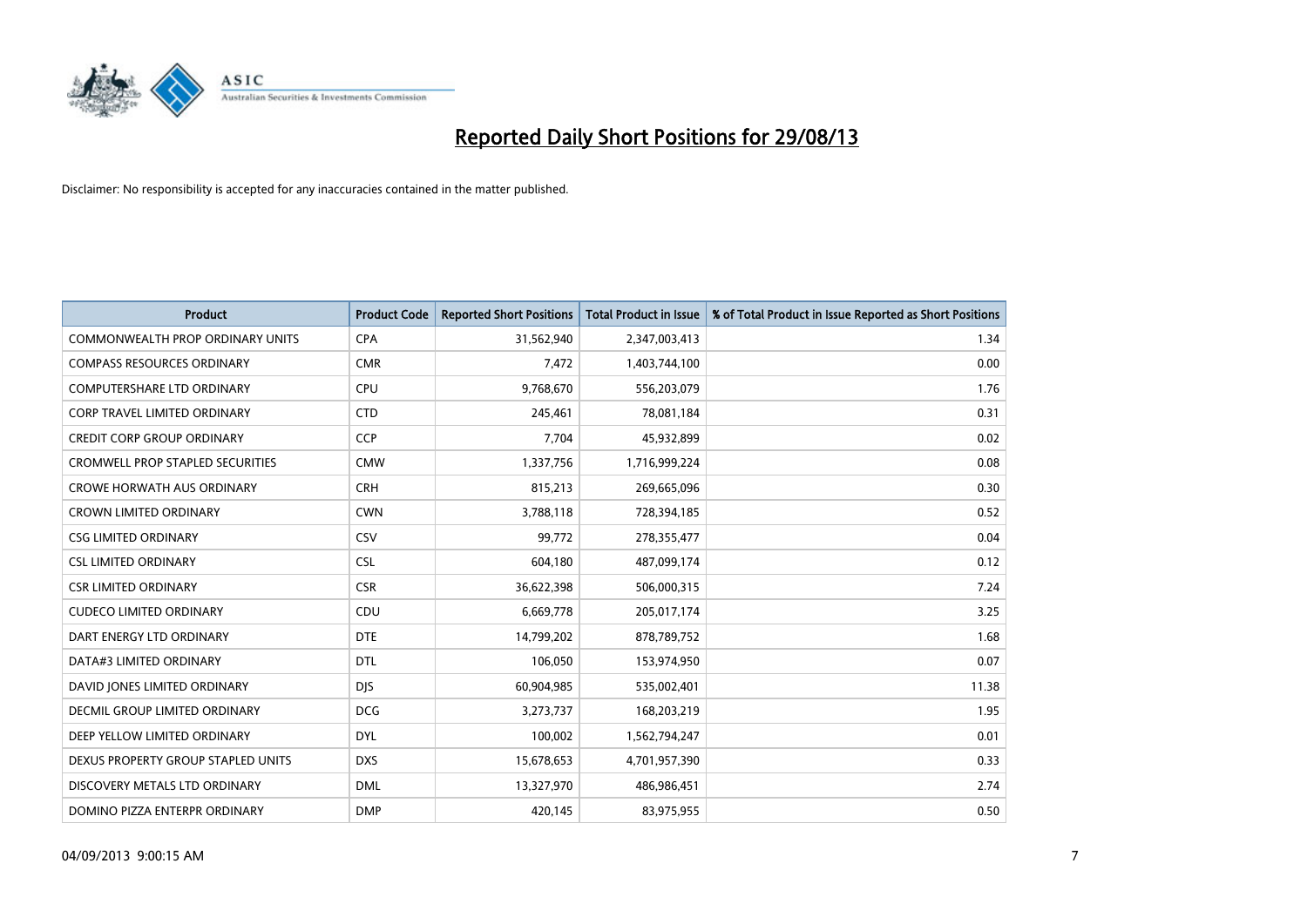# Reported Daily Short Positions for 29/08/13

Disclaimer: No responsibility is accepted for any inaccuracies contained in the matter published.

| Product | Product Code | Reported Short Positions | Total Product in Issue | % of Total Product in Issue Reported as Short Positions |
|---|---|---|---|---|
| COMMONWEALTH PROP ORDINARY UNITS | CPA | 31,562,940 | 2,347,003,413 | 1.34 |
| COMPASS RESOURCES ORDINARY | CMR | 7,472 | 1,403,744,100 | 0.00 |
| COMPUTERSHARE LTD ORDINARY | CPU | 9,768,670 | 556,203,079 | 1.76 |
| CORP TRAVEL LIMITED ORDINARY | CTD | 245,461 | 78,081,184 | 0.31 |
| CREDIT CORP GROUP ORDINARY | CCP | 7,704 | 45,932,899 | 0.02 |
| CROMWELL PROP STAPLED SECURITIES | CMW | 1,337,756 | 1,716,999,224 | 0.08 |
| CROWE HORWATH AUS ORDINARY | CRH | 815,213 | 269,665,096 | 0.30 |
| CROWN LIMITED ORDINARY | CWN | 3,788,118 | 728,394,185 | 0.52 |
| CSG LIMITED ORDINARY | CSV | 99,772 | 278,355,477 | 0.04 |
| CSL LIMITED ORDINARY | CSL | 604,180 | 487,099,174 | 0.12 |
| CSR LIMITED ORDINARY | CSR | 36,622,398 | 506,000,315 | 7.24 |
| CUDECO LIMITED ORDINARY | CDU | 6,669,778 | 205,017,174 | 3.25 |
| DART ENERGY LTD ORDINARY | DTE | 14,799,202 | 878,789,752 | 1.68 |
| DATA#3 LIMITED ORDINARY | DTL | 106,050 | 153,974,950 | 0.07 |
| DAVID JONES LIMITED ORDINARY | DJS | 60,904,985 | 535,002,401 | 11.38 |
| DECMIL GROUP LIMITED ORDINARY | DCG | 3,273,737 | 168,203,219 | 1.95 |
| DEEP YELLOW LIMITED ORDINARY | DYL | 100,002 | 1,562,794,247 | 0.01 |
| DEXUS PROPERTY GROUP STAPLED UNITS | DXS | 15,678,653 | 4,701,957,390 | 0.33 |
| DISCOVERY METALS LTD ORDINARY | DML | 13,327,970 | 486,986,451 | 2.74 |
| DOMINO PIZZA ENTERPR ORDINARY | DMP | 420,145 | 83,975,955 | 0.50 |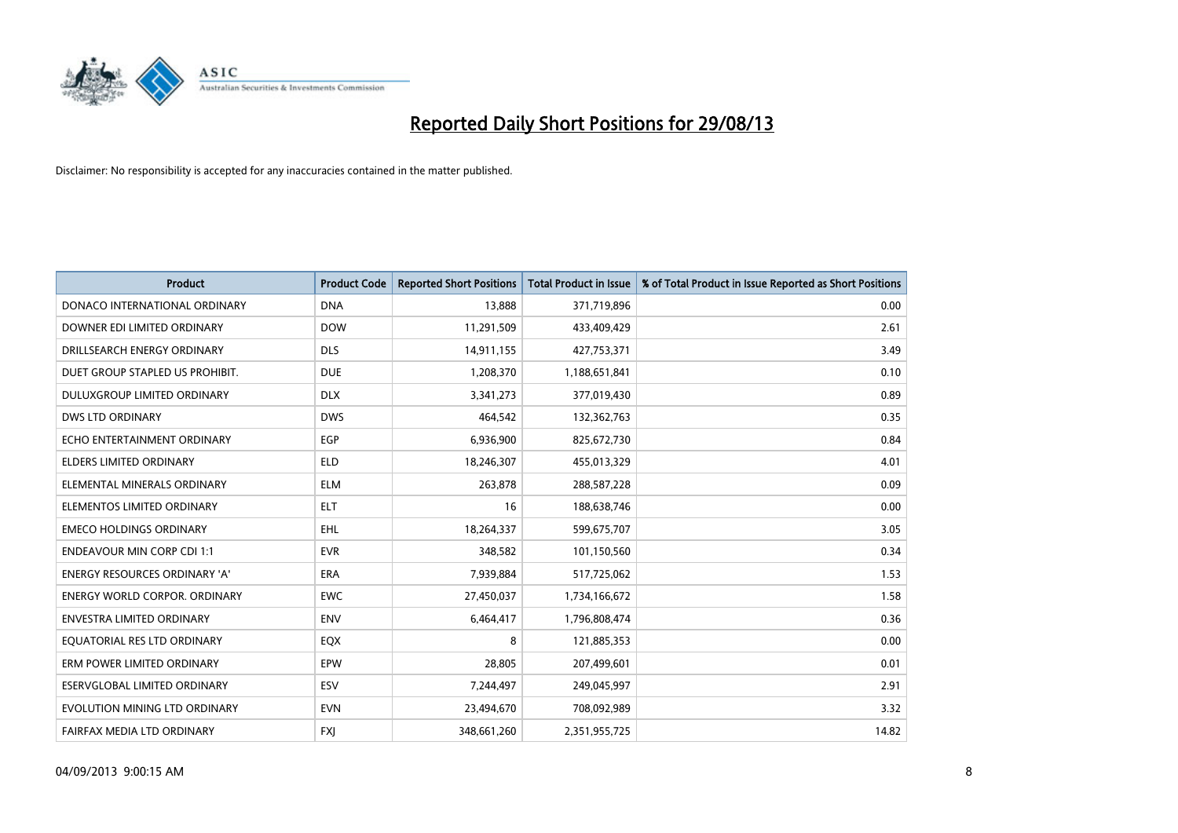# Reported Daily Short Positions for 29/08/13

Disclaimer: No responsibility is accepted for any inaccuracies contained in the matter published.

| Product | Product Code | Reported Short Positions | Total Product in Issue | % of Total Product in Issue Reported as Short Positions |
|---|---|---|---|---|
| DONACO INTERNATIONAL ORDINARY | DNA | 13,888 | 371,719,896 | 0.00 |
| DOWNER EDI LIMITED ORDINARY | DOW | 11,291,509 | 433,409,429 | 2.61 |
| DRILLSEARCH ENERGY ORDINARY | DLS | 14,911,155 | 427,753,371 | 3.49 |
| DUET GROUP STAPLED US PROHIBIT. | DUE | 1,208,370 | 1,188,651,841 | 0.10 |
| DULUXGROUP LIMITED ORDINARY | DLX | 3,341,273 | 377,019,430 | 0.89 |
| DWS LTD ORDINARY | DWS | 464,542 | 132,362,763 | 0.35 |
| ECHO ENTERTAINMENT ORDINARY | EGP | 6,936,900 | 825,672,730 | 0.84 |
| ELDERS LIMITED ORDINARY | ELD | 18,246,307 | 455,013,329 | 4.01 |
| ELEMENTAL MINERALS ORDINARY | ELM | 263,878 | 288,587,228 | 0.09 |
| ELEMENTOS LIMITED ORDINARY | ELT | 16 | 188,638,746 | 0.00 |
| EMECO HOLDINGS ORDINARY | EHL | 18,264,337 | 599,675,707 | 3.05 |
| ENDEAVOUR MIN CORP CDI 1:1 | EVR | 348,582 | 101,150,560 | 0.34 |
| ENERGY RESOURCES ORDINARY 'A' | ERA | 7,939,884 | 517,725,062 | 1.53 |
| ENERGY WORLD CORPOR. ORDINARY | EWC | 27,450,037 | 1,734,166,672 | 1.58 |
| ENVESTRA LIMITED ORDINARY | ENV | 6,464,417 | 1,796,808,474 | 0.36 |
| EQUATORIAL RES LTD ORDINARY | EQX | 8 | 121,885,353 | 0.00 |
| ERM POWER LIMITED ORDINARY | EPW | 28,805 | 207,499,601 | 0.01 |
| ESERVGLOBAL LIMITED ORDINARY | ESV | 7,244,497 | 249,045,997 | 2.91 |
| EVOLUTION MINING LTD ORDINARY | EVN | 23,494,670 | 708,092,989 | 3.32 |
| FAIRFAX MEDIA LTD ORDINARY | FXJ | 348,661,260 | 2,351,955,725 | 14.82 |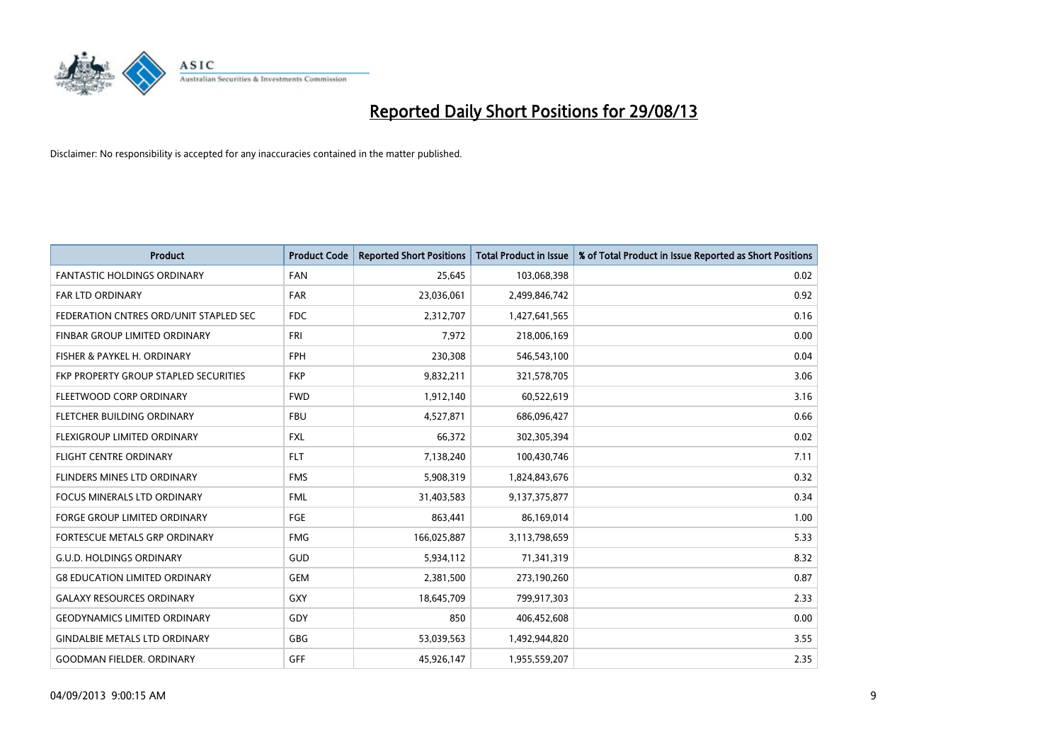# Reported Daily Short Positions for 29/08/13

Disclaimer: No responsibility is accepted for any inaccuracies contained in the matter published.

| Product | Product Code | Reported Short Positions | Total Product in Issue | % of Total Product in Issue Reported as Short Positions |
|---|---|---|---|---|
| FANTASTIC HOLDINGS ORDINARY | FAN | 25,645 | 103,068,398 | 0.02 |
| FAR LTD ORDINARY | FAR | 23,036,061 | 2,499,846,742 | 0.92 |
| FEDERATION CNTRES ORD/UNIT STAPLED SEC | FDC | 2,312,707 | 1,427,641,565 | 0.16 |
| FINBAR GROUP LIMITED ORDINARY | FRI | 7,972 | 218,006,169 | 0.00 |
| FISHER & PAYKEL H. ORDINARY | FPH | 230,308 | 546,543,100 | 0.04 |
| FKP PROPERTY GROUP STAPLED SECURITIES | FKP | 9,832,211 | 321,578,705 | 3.06 |
| FLEETWOOD CORP ORDINARY | FWD | 1,912,140 | 60,522,619 | 3.16 |
| FLETCHER BUILDING ORDINARY | FBU | 4,527,871 | 686,096,427 | 0.66 |
| FLEXIGROUP LIMITED ORDINARY | FXL | 66,372 | 302,305,394 | 0.02 |
| FLIGHT CENTRE ORDINARY | FLT | 7,138,240 | 100,430,746 | 7.11 |
| FLINDERS MINES LTD ORDINARY | FMS | 5,908,319 | 1,824,843,676 | 0.32 |
| FOCUS MINERALS LTD ORDINARY | FML | 31,403,583 | 9,137,375,877 | 0.34 |
| FORGE GROUP LIMITED ORDINARY | FGE | 863,441 | 86,169,014 | 1.00 |
| FORTESCUE METALS GRP ORDINARY | FMG | 166,025,887 | 3,113,798,659 | 5.33 |
| G.U.D. HOLDINGS ORDINARY | GUD | 5,934,112 | 71,341,319 | 8.32 |
| G8 EDUCATION LIMITED ORDINARY | GEM | 2,381,500 | 273,190,260 | 0.87 |
| GALAXY RESOURCES ORDINARY | GXY | 18,645,709 | 799,917,303 | 2.33 |
| GEODYNAMICS LIMITED ORDINARY | GDY | 850 | 406,452,608 | 0.00 |
| GINDALBIE METALS LTD ORDINARY | GBG | 53,039,563 | 1,492,944,820 | 3.55 |
| GOODMAN FIELDER. ORDINARY | GFF | 45,926,147 | 1,955,559,207 | 2.35 |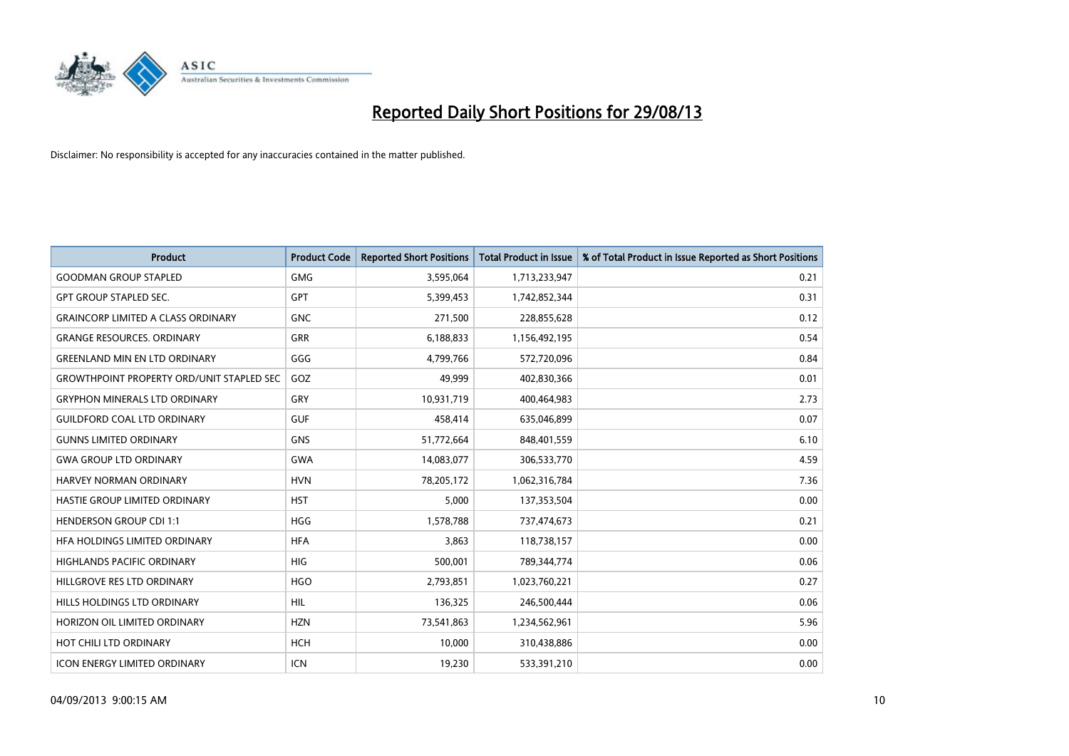# Reported Daily Short Positions for 29/08/13

Disclaimer: No responsibility is accepted for any inaccuracies contained in the matter published.

| Product | Product Code | Reported Short Positions | Total Product in Issue | % of Total Product in Issue Reported as Short Positions |
|---|---|---|---|---|
| GOODMAN GROUP STAPLED | GMG | 3,595,064 | 1,713,233,947 | 0.21 |
| GPT GROUP STAPLED SEC. | GPT | 5,399,453 | 1,742,852,344 | 0.31 |
| GRAINCORP LIMITED A CLASS ORDINARY | GNC | 271,500 | 228,855,628 | 0.12 |
| GRANGE RESOURCES. ORDINARY | GRR | 6,188,833 | 1,156,492,195 | 0.54 |
| GREENLAND MIN EN LTD ORDINARY | GGG | 4,799,766 | 572,720,096 | 0.84 |
| GROWTHPOINT PROPERTY ORD/UNIT STAPLED SEC | GOZ | 49,999 | 402,830,366 | 0.01 |
| GRYPHON MINERALS LTD ORDINARY | GRY | 10,931,719 | 400,464,983 | 2.73 |
| GUILDFORD COAL LTD ORDINARY | GUF | 458,414 | 635,046,899 | 0.07 |
| GUNNS LIMITED ORDINARY | GNS | 51,772,664 | 848,401,559 | 6.10 |
| GWA GROUP LTD ORDINARY | GWA | 14,083,077 | 306,533,770 | 4.59 |
| HARVEY NORMAN ORDINARY | HVN | 78,205,172 | 1,062,316,784 | 7.36 |
| HASTIE GROUP LIMITED ORDINARY | HST | 5,000 | 137,353,504 | 0.00 |
| HENDERSON GROUP CDI 1:1 | HGG | 1,578,788 | 737,474,673 | 0.21 |
| HFA HOLDINGS LIMITED ORDINARY | HFA | 3,863 | 118,738,157 | 0.00 |
| HIGHLANDS PACIFIC ORDINARY | HIG | 500,001 | 789,344,774 | 0.06 |
| HILLGROVE RES LTD ORDINARY | HGO | 2,793,851 | 1,023,760,221 | 0.27 |
| HILLS HOLDINGS LTD ORDINARY | HIL | 136,325 | 246,500,444 | 0.06 |
| HORIZON OIL LIMITED ORDINARY | HZN | 73,541,863 | 1,234,562,961 | 5.96 |
| HOT CHILI LTD ORDINARY | HCH | 10,000 | 310,438,886 | 0.00 |
| ICON ENERGY LIMITED ORDINARY | ICN | 19,230 | 533,391,210 | 0.00 |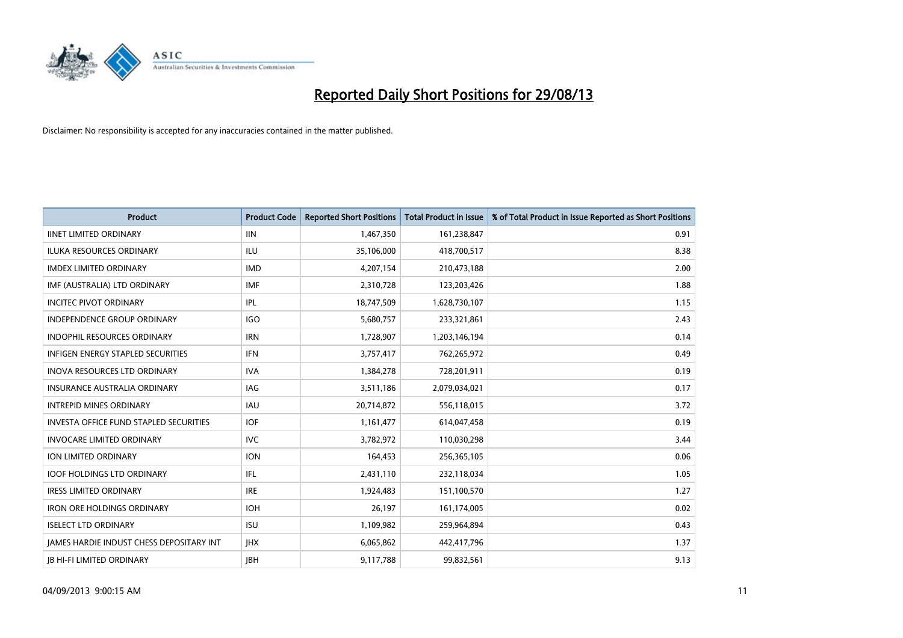# Reported Daily Short Positions for 29/08/13

Disclaimer: No responsibility is accepted for any inaccuracies contained in the matter published.

| Product | Product Code | Reported Short Positions | Total Product in Issue | % of Total Product in Issue Reported as Short Positions |
| --- | --- | --- | --- | --- |
| IINET LIMITED ORDINARY | IIN | 1,467,350 | 161,238,847 | 0.91 |
| ILUKA RESOURCES ORDINARY | ILU | 35,106,000 | 418,700,517 | 8.38 |
| IMDEX LIMITED ORDINARY | IMD | 4,207,154 | 210,473,188 | 2.00 |
| IMF (AUSTRALIA) LTD ORDINARY | IMF | 2,310,728 | 123,203,426 | 1.88 |
| INCITEC PIVOT ORDINARY | IPL | 18,747,509 | 1,628,730,107 | 1.15 |
| INDEPENDENCE GROUP ORDINARY | IGO | 5,680,757 | 233,321,861 | 2.43 |
| INDOPHIL RESOURCES ORDINARY | IRN | 1,728,907 | 1,203,146,194 | 0.14 |
| INFIGEN ENERGY STAPLED SECURITIES | IFN | 3,757,417 | 762,265,972 | 0.49 |
| INOVA RESOURCES LTD ORDINARY | IVA | 1,384,278 | 728,201,911 | 0.19 |
| INSURANCE AUSTRALIA ORDINARY | IAG | 3,511,186 | 2,079,034,021 | 0.17 |
| INTREPID MINES ORDINARY | IAU | 20,714,872 | 556,118,015 | 3.72 |
| INVESTA OFFICE FUND STAPLED SECURITIES | IOF | 1,161,477 | 614,047,458 | 0.19 |
| INVOCARE LIMITED ORDINARY | IVC | 3,782,972 | 110,030,298 | 3.44 |
| ION LIMITED ORDINARY | ION | 164,453 | 256,365,105 | 0.06 |
| IOOF HOLDINGS LTD ORDINARY | IFL | 2,431,110 | 232,118,034 | 1.05 |
| IRESS LIMITED ORDINARY | IRE | 1,924,483 | 151,100,570 | 1.27 |
| IRON ORE HOLDINGS ORDINARY | IOH | 26,197 | 161,174,005 | 0.02 |
| ISELECT LTD ORDINARY | ISU | 1,109,982 | 259,964,894 | 0.43 |
| JAMES HARDIE INDUST CHESS DEPOSITARY INT | JHX | 6,065,862 | 442,417,796 | 1.37 |
| JB HI-FI LIMITED ORDINARY | JBH | 9,117,788 | 99,832,561 | 9.13 |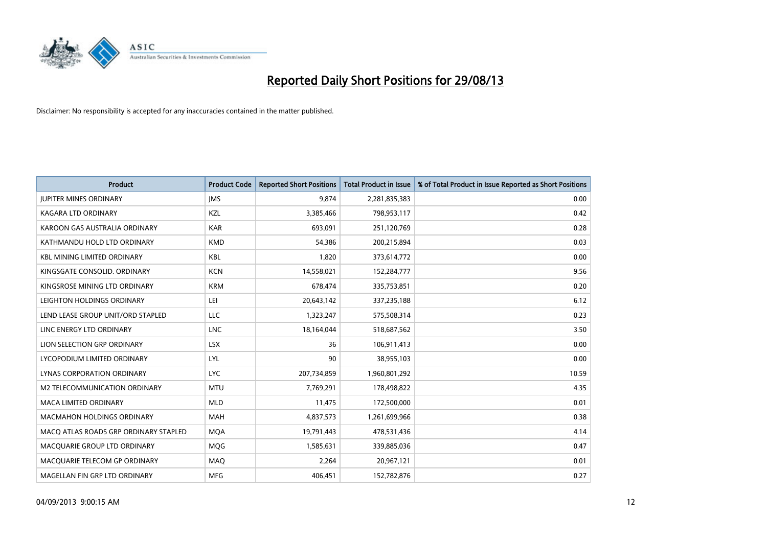# Reported Daily Short Positions for 29/08/13

Disclaimer: No responsibility is accepted for any inaccuracies contained in the matter published.

| Product | Product Code | Reported Short Positions | Total Product in Issue | % of Total Product in Issue Reported as Short Positions |
|---|---|---|---|---|
| JUPITER MINES ORDINARY | JMS | 9,874 | 2,281,835,383 | 0.00 |
| KAGARA LTD ORDINARY | KZL | 3,385,466 | 798,953,117 | 0.42 |
| KAROON GAS AUSTRALIA ORDINARY | KAR | 693,091 | 251,120,769 | 0.28 |
| KATHMANDU HOLD LTD ORDINARY | KMD | 54,386 | 200,215,894 | 0.03 |
| KBL MINING LIMITED ORDINARY | KBL | 1,820 | 373,614,772 | 0.00 |
| KINGSGATE CONSOLID. ORDINARY | KCN | 14,558,021 | 152,284,777 | 9.56 |
| KINGSROSE MINING LTD ORDINARY | KRM | 678,474 | 335,753,851 | 0.20 |
| LEIGHTON HOLDINGS ORDINARY | LEI | 20,643,142 | 337,235,188 | 6.12 |
| LEND LEASE GROUP UNIT/ORD STAPLED | LLC | 1,323,247 | 575,508,314 | 0.23 |
| LINC ENERGY LTD ORDINARY | LNC | 18,164,044 | 518,687,562 | 3.50 |
| LION SELECTION GRP ORDINARY | LSX | 36 | 106,911,413 | 0.00 |
| LYCOPODIUM LIMITED ORDINARY | LYL | 90 | 38,955,103 | 0.00 |
| LYNAS CORPORATION ORDINARY | LYC | 207,734,859 | 1,960,801,292 | 10.59 |
| M2 TELECOMMUNICATION ORDINARY | MTU | 7,769,291 | 178,498,822 | 4.35 |
| MACA LIMITED ORDINARY | MLD | 11,475 | 172,500,000 | 0.01 |
| MACMAHON HOLDINGS ORDINARY | MAH | 4,837,573 | 1,261,699,966 | 0.38 |
| MACQ ATLAS ROADS GRP ORDINARY STAPLED | MQA | 19,791,443 | 478,531,436 | 4.14 |
| MACQUARIE GROUP LTD ORDINARY | MQG | 1,585,631 | 339,885,036 | 0.47 |
| MACQUARIE TELECOM GP ORDINARY | MAQ | 2,264 | 20,967,121 | 0.01 |
| MAGELLAN FIN GRP LTD ORDINARY | MFG | 406,451 | 152,782,876 | 0.27 |

04/09/2013 9:00:15 AM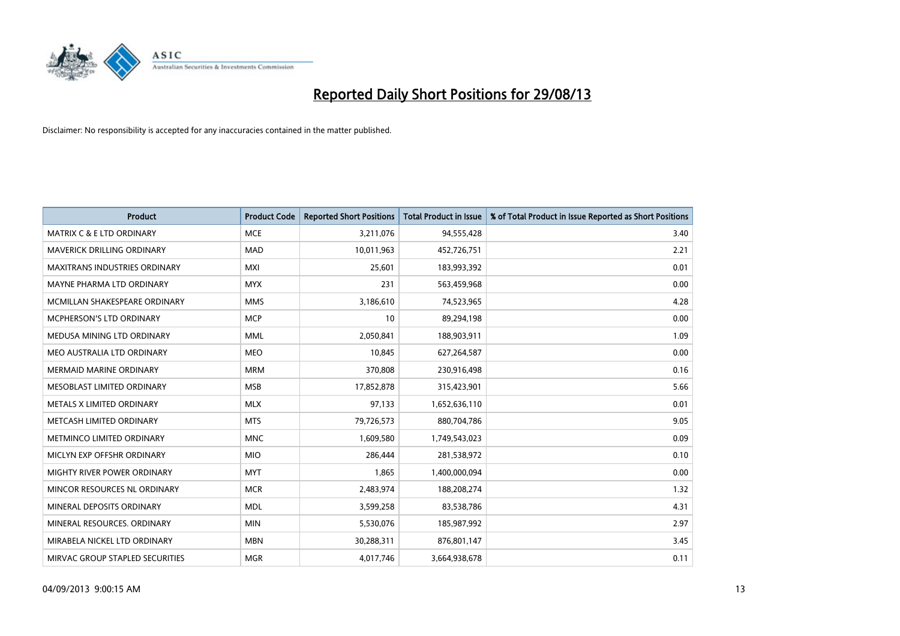# Reported Daily Short Positions for 29/08/13

Disclaimer: No responsibility is accepted for any inaccuracies contained in the matter published.

| Product | Product Code | Reported Short Positions | Total Product in Issue | % of Total Product in Issue Reported as Short Positions |
|---|---|---|---|---|
| MATRIX C & E LTD ORDINARY | MCE | 3,211,076 | 94,555,428 | 3.40 |
| MAVERICK DRILLING ORDINARY | MAD | 10,011,963 | 452,726,751 | 2.21 |
| MAXITRANS INDUSTRIES ORDINARY | MXI | 25,601 | 183,993,392 | 0.01 |
| MAYNE PHARMA LTD ORDINARY | MYX | 231 | 563,459,968 | 0.00 |
| MCMILLAN SHAKESPEARE ORDINARY | MMS | 3,186,610 | 74,523,965 | 4.28 |
| MCPHERSON'S LTD ORDINARY | MCP | 10 | 89,294,198 | 0.00 |
| MEDUSA MINING LTD ORDINARY | MML | 2,050,841 | 188,903,911 | 1.09 |
| MEO AUSTRALIA LTD ORDINARY | MEO | 10,845 | 627,264,587 | 0.00 |
| MERMAID MARINE ORDINARY | MRM | 370,808 | 230,916,498 | 0.16 |
| MESOBLAST LIMITED ORDINARY | MSB | 17,852,878 | 315,423,901 | 5.66 |
| METALS X LIMITED ORDINARY | MLX | 97,133 | 1,652,636,110 | 0.01 |
| METCASH LIMITED ORDINARY | MTS | 79,726,573 | 880,704,786 | 9.05 |
| METMINCO LIMITED ORDINARY | MNC | 1,609,580 | 1,749,543,023 | 0.09 |
| MICLYN EXP OFFSHR ORDINARY | MIO | 286,444 | 281,538,972 | 0.10 |
| MIGHTY RIVER POWER ORDINARY | MYT | 1,865 | 1,400,000,094 | 0.00 |
| MINCOR RESOURCES NL ORDINARY | MCR | 2,483,974 | 188,208,274 | 1.32 |
| MINERAL DEPOSITS ORDINARY | MDL | 3,599,258 | 83,538,786 | 4.31 |
| MINERAL RESOURCES. ORDINARY | MIN | 5,530,076 | 185,987,992 | 2.97 |
| MIRABELA NICKEL LTD ORDINARY | MBN | 30,288,311 | 876,801,147 | 3.45 |
| MIRVAC GROUP STAPLED SECURITIES | MGR | 4,017,746 | 3,664,938,678 | 0.11 |

04/09/2013 9:00:15 AM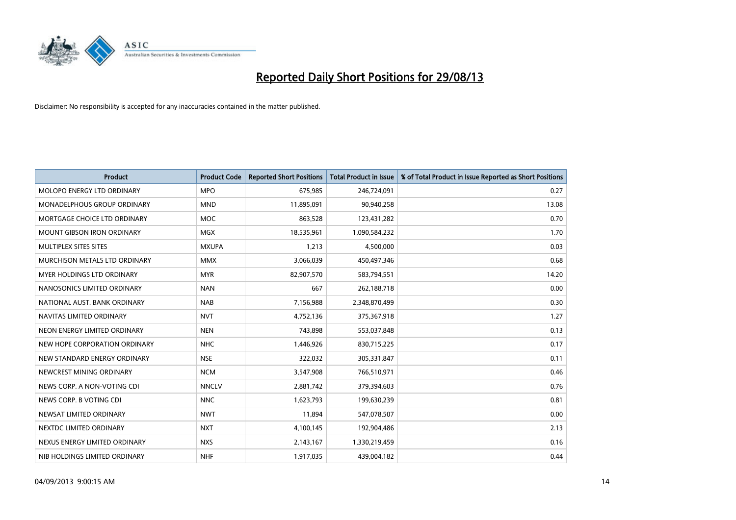# Reported Daily Short Positions for 29/08/13

Disclaimer: No responsibility is accepted for any inaccuracies contained in the matter published.

| Product | Product Code | Reported Short Positions | Total Product in Issue | % of Total Product in Issue Reported as Short Positions |
|---|---|---|---|---|
| MOLOPO ENERGY LTD ORDINARY | MPO | 675,985 | 246,724,091 | 0.27 |
| MONADELPHOUS GROUP ORDINARY | MND | 11,895,091 | 90,940,258 | 13.08 |
| MORTGAGE CHOICE LTD ORDINARY | MOC | 863,528 | 123,431,282 | 0.70 |
| MOUNT GIBSON IRON ORDINARY | MGX | 18,535,961 | 1,090,584,232 | 1.70 |
| MULTIPLEX SITES SITES | MXUPA | 1,213 | 4,500,000 | 0.03 |
| MURCHISON METALS LTD ORDINARY | MMX | 3,066,039 | 450,497,346 | 0.68 |
| MYER HOLDINGS LTD ORDINARY | MYR | 82,907,570 | 583,794,551 | 14.20 |
| NANOSONICS LIMITED ORDINARY | NAN | 667 | 262,188,718 | 0.00 |
| NATIONAL AUST. BANK ORDINARY | NAB | 7,156,988 | 2,348,870,499 | 0.30 |
| NAVITAS LIMITED ORDINARY | NVT | 4,752,136 | 375,367,918 | 1.27 |
| NEON ENERGY LIMITED ORDINARY | NEN | 743,898 | 553,037,848 | 0.13 |
| NEW HOPE CORPORATION ORDINARY | NHC | 1,446,926 | 830,715,225 | 0.17 |
| NEW STANDARD ENERGY ORDINARY | NSE | 322,032 | 305,331,847 | 0.11 |
| NEWCREST MINING ORDINARY | NCM | 3,547,908 | 766,510,971 | 0.46 |
| NEWS CORP. A NON-VOTING CDI | NNCLV | 2,881,742 | 379,394,603 | 0.76 |
| NEWS CORP. B VOTING CDI | NNC | 1,623,793 | 199,630,239 | 0.81 |
| NEWSAT LIMITED ORDINARY | NWT | 11,894 | 547,078,507 | 0.00 |
| NEXTDC LIMITED ORDINARY | NXT | 4,100,145 | 192,904,486 | 2.13 |
| NEXUS ENERGY LIMITED ORDINARY | NXS | 2,143,167 | 1,330,219,459 | 0.16 |
| NIB HOLDINGS LIMITED ORDINARY | NHF | 1,917,035 | 439,004,182 | 0.44 |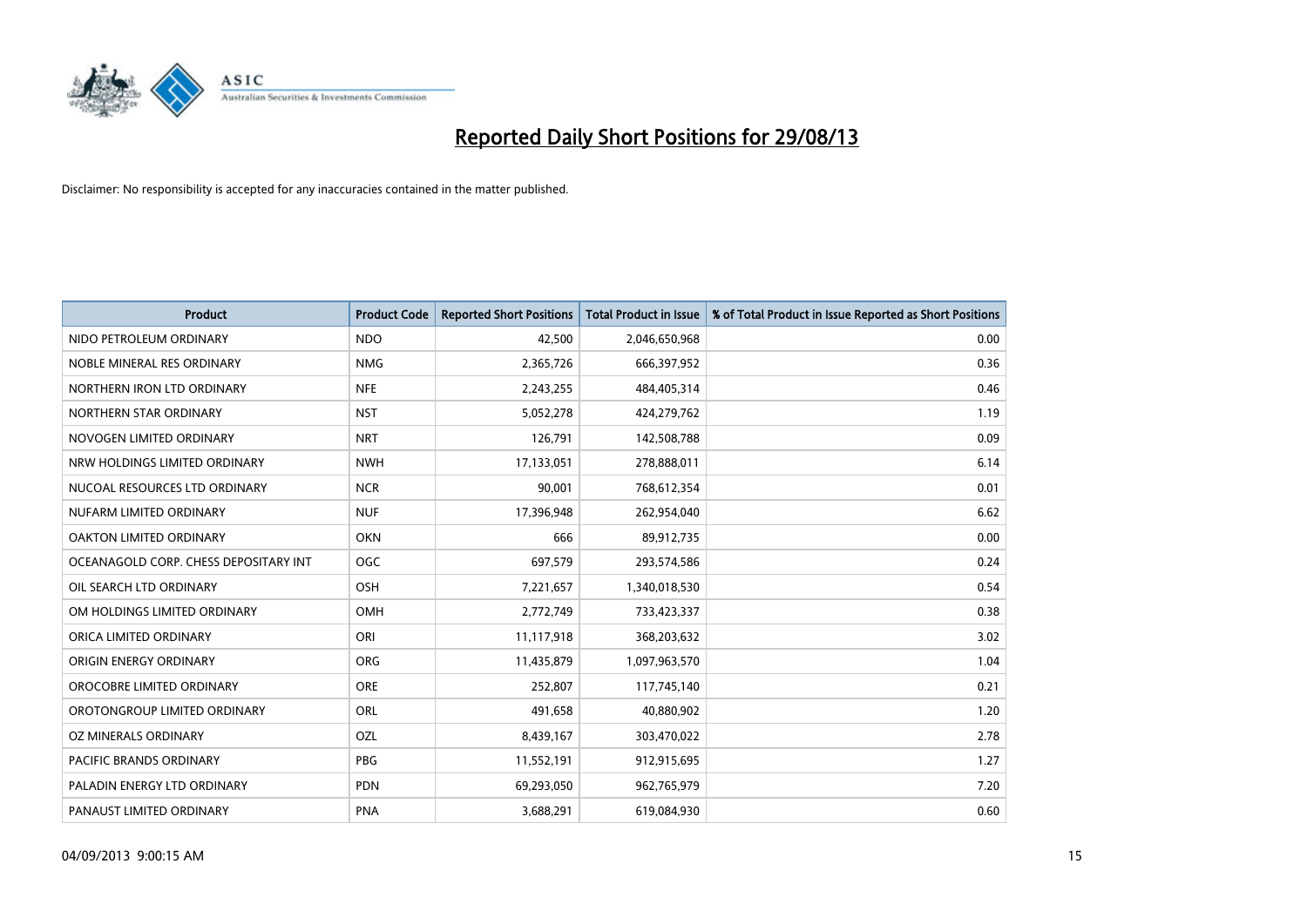# Reported Daily Short Positions for 29/08/13

Disclaimer: No responsibility is accepted for any inaccuracies contained in the matter published.

| Product | Product Code | Reported Short Positions | Total Product in Issue | % of Total Product in Issue Reported as Short Positions |
|---|---|---|---|---|
| NIDO PETROLEUM ORDINARY | NDO | 42,500 | 2,046,650,968 | 0.00 |
| NOBLE MINERAL RES ORDINARY | NMG | 2,365,726 | 666,397,952 | 0.36 |
| NORTHERN IRON LTD ORDINARY | NFE | 2,243,255 | 484,405,314 | 0.46 |
| NORTHERN STAR ORDINARY | NST | 5,052,278 | 424,279,762 | 1.19 |
| NOVOGEN LIMITED ORDINARY | NRT | 126,791 | 142,508,788 | 0.09 |
| NRW HOLDINGS LIMITED ORDINARY | NWH | 17,133,051 | 278,888,011 | 6.14 |
| NUCOAL RESOURCES LTD ORDINARY | NCR | 90,001 | 768,612,354 | 0.01 |
| NUFARM LIMITED ORDINARY | NUF | 17,396,948 | 262,954,040 | 6.62 |
| OAKTON LIMITED ORDINARY | OKN | 666 | 89,912,735 | 0.00 |
| OCEANAGOLD CORP. CHESS DEPOSITARY INT | OGC | 697,579 | 293,574,586 | 0.24 |
| OIL SEARCH LTD ORDINARY | OSH | 7,221,657 | 1,340,018,530 | 0.54 |
| OM HOLDINGS LIMITED ORDINARY | OMH | 2,772,749 | 733,423,337 | 0.38 |
| ORICA LIMITED ORDINARY | ORI | 11,117,918 | 368,203,632 | 3.02 |
| ORIGIN ENERGY ORDINARY | ORG | 11,435,879 | 1,097,963,570 | 1.04 |
| OROCOBRE LIMITED ORDINARY | ORE | 252,807 | 117,745,140 | 0.21 |
| OROTONGROUP LIMITED ORDINARY | ORL | 491,658 | 40,880,902 | 1.20 |
| OZ MINERALS ORDINARY | OZL | 8,439,167 | 303,470,022 | 2.78 |
| PACIFIC BRANDS ORDINARY | PBG | 11,552,191 | 912,915,695 | 1.27 |
| PALADIN ENERGY LTD ORDINARY | PDN | 69,293,050 | 962,765,979 | 7.20 |
| PANAUST LIMITED ORDINARY | PNA | 3,688,291 | 619,084,930 | 0.60 |

04/09/2013 9:00:15 AM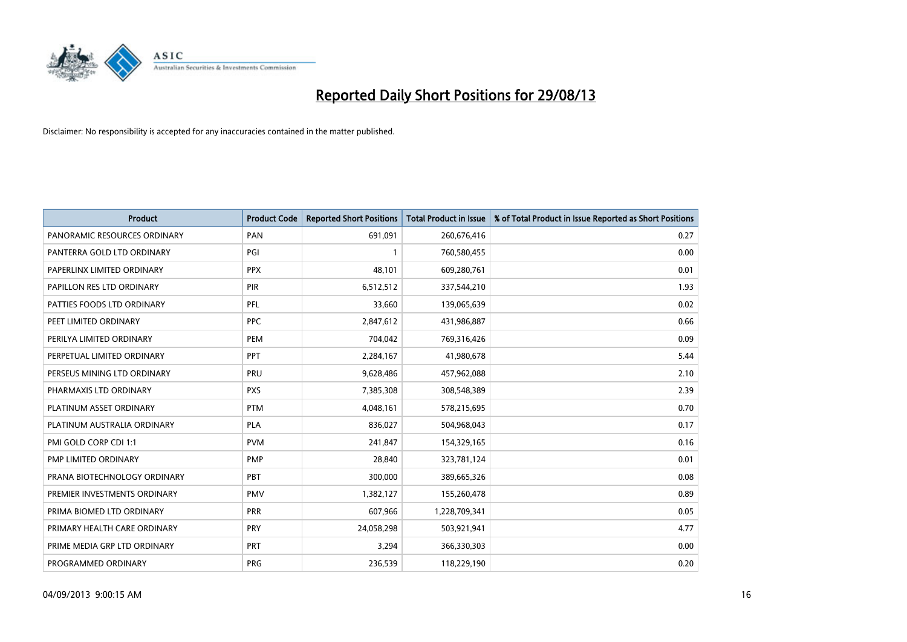# Reported Daily Short Positions for 29/08/13

Disclaimer: No responsibility is accepted for any inaccuracies contained in the matter published.

| Product | Product Code | Reported Short Positions | Total Product in Issue | % of Total Product in Issue Reported as Short Positions |
|---|---|---|---|---|
| PANORAMIC RESOURCES ORDINARY | PAN | 691,091 | 260,676,416 | 0.27 |
| PANTERRA GOLD LTD ORDINARY | PGI | 1 | 760,580,455 | 0.00 |
| PAPERLINX LIMITED ORDINARY | PPX | 48,101 | 609,280,761 | 0.01 |
| PAPILLON RES LTD ORDINARY | PIR | 6,512,512 | 337,544,210 | 1.93 |
| PATTIES FOODS LTD ORDINARY | PFL | 33,660 | 139,065,639 | 0.02 |
| PEET LIMITED ORDINARY | PPC | 2,847,612 | 431,986,887 | 0.66 |
| PERILYA LIMITED ORDINARY | PEM | 704,042 | 769,316,426 | 0.09 |
| PERPETUAL LIMITED ORDINARY | PPT | 2,284,167 | 41,980,678 | 5.44 |
| PERSEUS MINING LTD ORDINARY | PRU | 9,628,486 | 457,962,088 | 2.10 |
| PHARMAXIS LTD ORDINARY | PXS | 7,385,308 | 308,548,389 | 2.39 |
| PLATINUM ASSET ORDINARY | PTM | 4,048,161 | 578,215,695 | 0.70 |
| PLATINUM AUSTRALIA ORDINARY | PLA | 836,027 | 504,968,043 | 0.17 |
| PMI GOLD CORP CDI 1:1 | PVM | 241,847 | 154,329,165 | 0.16 |
| PMP LIMITED ORDINARY | PMP | 28,840 | 323,781,124 | 0.01 |
| PRANA BIOTECHNOLOGY ORDINARY | PBT | 300,000 | 389,665,326 | 0.08 |
| PREMIER INVESTMENTS ORDINARY | PMV | 1,382,127 | 155,260,478 | 0.89 |
| PRIMA BIOMED LTD ORDINARY | PRR | 607,966 | 1,228,709,341 | 0.05 |
| PRIMARY HEALTH CARE ORDINARY | PRY | 24,058,298 | 503,921,941 | 4.77 |
| PRIME MEDIA GRP LTD ORDINARY | PRT | 3,294 | 366,330,303 | 0.00 |
| PROGRAMMED ORDINARY | PRG | 236,539 | 118,229,190 | 0.20 |

04/09/2013 9:00:15 AM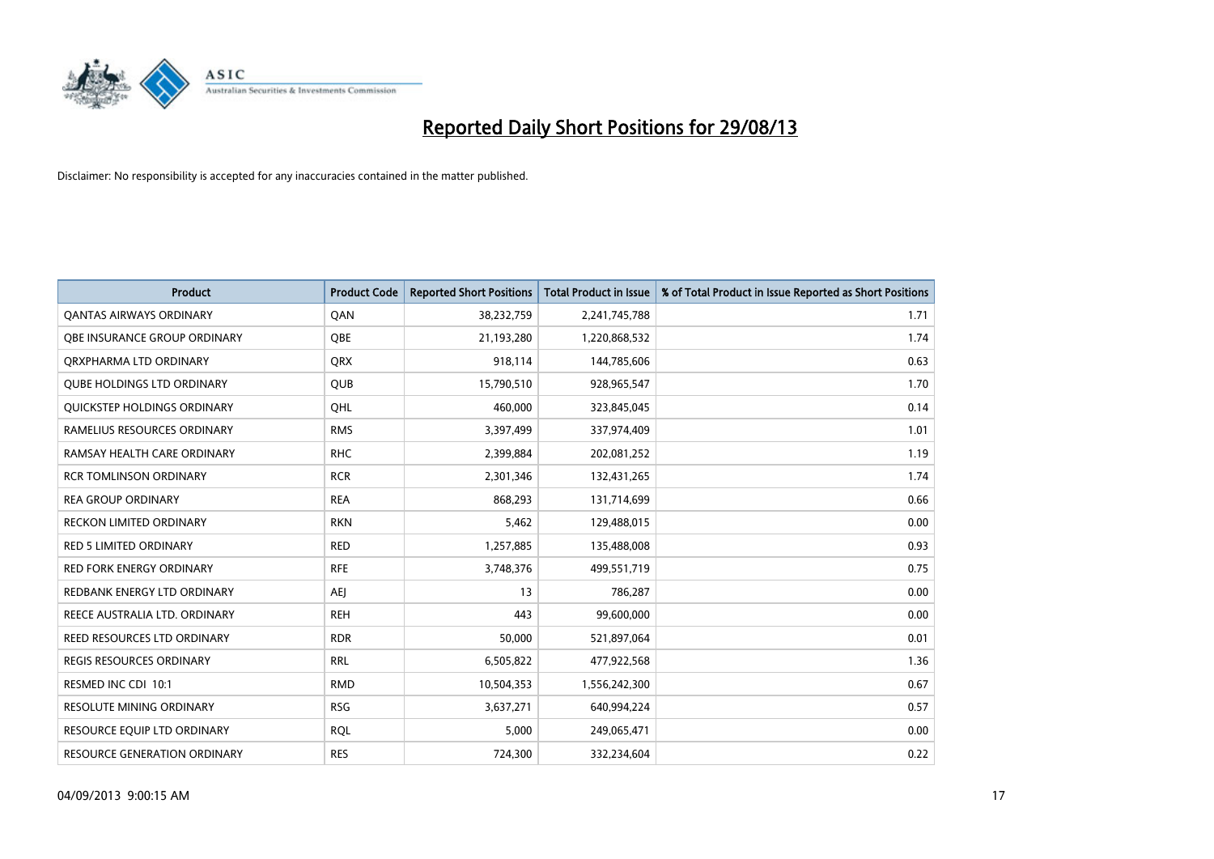# Reported Daily Short Positions for 29/08/13

Disclaimer: No responsibility is accepted for any inaccuracies contained in the matter published.

| Product | Product Code | Reported Short Positions | Total Product in Issue | % of Total Product in Issue Reported as Short Positions |
|---|---|---|---|---|
| QANTAS AIRWAYS ORDINARY | QAN | 38,232,759 | 2,241,745,788 | 1.71 |
| QBE INSURANCE GROUP ORDINARY | QBE | 21,193,280 | 1,220,868,532 | 1.74 |
| QRXPHARMA LTD ORDINARY | QRX | 918,114 | 144,785,606 | 0.63 |
| QUBE HOLDINGS LTD ORDINARY | QUB | 15,790,510 | 928,965,547 | 1.70 |
| QUICKSTEP HOLDINGS ORDINARY | QHL | 460,000 | 323,845,045 | 0.14 |
| RAMELIUS RESOURCES ORDINARY | RMS | 3,397,499 | 337,974,409 | 1.01 |
| RAMSAY HEALTH CARE ORDINARY | RHC | 2,399,884 | 202,081,252 | 1.19 |
| RCR TOMLINSON ORDINARY | RCR | 2,301,346 | 132,431,265 | 1.74 |
| REA GROUP ORDINARY | REA | 868,293 | 131,714,699 | 0.66 |
| RECKON LIMITED ORDINARY | RKN | 5,462 | 129,488,015 | 0.00 |
| RED 5 LIMITED ORDINARY | RED | 1,257,885 | 135,488,008 | 0.93 |
| RED FORK ENERGY ORDINARY | RFE | 3,748,376 | 499,551,719 | 0.75 |
| REDBANK ENERGY LTD ORDINARY | AEJ | 13 | 786,287 | 0.00 |
| REECE AUSTRALIA LTD. ORDINARY | REH | 443 | 99,600,000 | 0.00 |
| REED RESOURCES LTD ORDINARY | RDR | 50,000 | 521,897,064 | 0.01 |
| REGIS RESOURCES ORDINARY | RRL | 6,505,822 | 477,922,568 | 1.36 |
| RESMED INC CDI 10:1 | RMD | 10,504,353 | 1,556,242,300 | 0.67 |
| RESOLUTE MINING ORDINARY | RSG | 3,637,271 | 640,994,224 | 0.57 |
| RESOURCE EQUIP LTD ORDINARY | RQL | 5,000 | 249,065,471 | 0.00 |
| RESOURCE GENERATION ORDINARY | RES | 724,300 | 332,234,604 | 0.22 |

04/09/2013 9:00:15 AM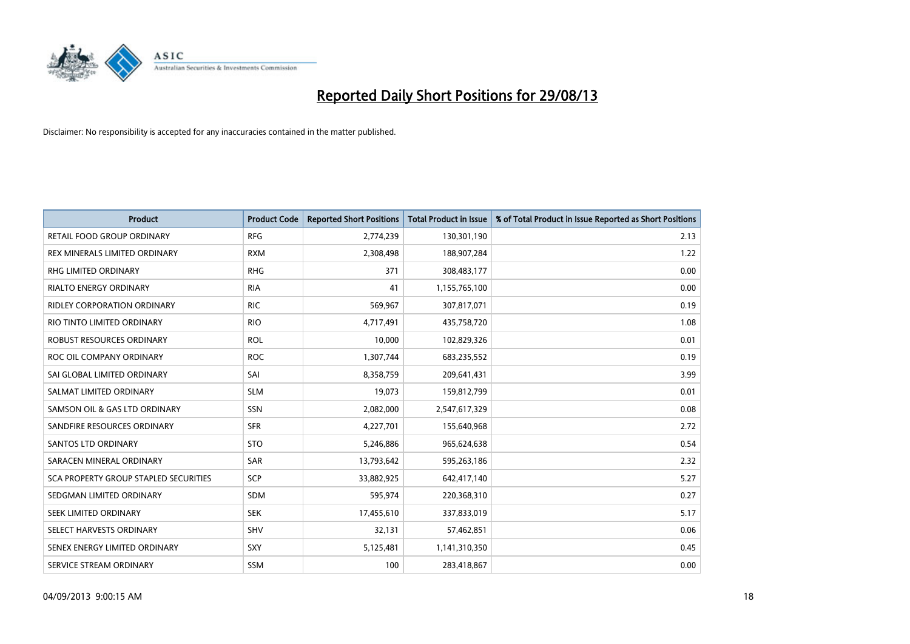# Reported Daily Short Positions for 29/08/13

Disclaimer: No responsibility is accepted for any inaccuracies contained in the matter published.

| Product | Product Code | Reported Short Positions | Total Product in Issue | % of Total Product in Issue Reported as Short Positions |
|---|---|---|---|---|
| RETAIL FOOD GROUP ORDINARY | RFG | 2,774,239 | 130,301,190 | 2.13 |
| REX MINERALS LIMITED ORDINARY | RXM | 2,308,498 | 188,907,284 | 1.22 |
| RHG LIMITED ORDINARY | RHG | 371 | 308,483,177 | 0.00 |
| RIALTO ENERGY ORDINARY | RIA | 41 | 1,155,765,100 | 0.00 |
| RIDLEY CORPORATION ORDINARY | RIC | 569,967 | 307,817,071 | 0.19 |
| RIO TINTO LIMITED ORDINARY | RIO | 4,717,491 | 435,758,720 | 1.08 |
| ROBUST RESOURCES ORDINARY | ROL | 10,000 | 102,829,326 | 0.01 |
| ROC OIL COMPANY ORDINARY | ROC | 1,307,744 | 683,235,552 | 0.19 |
| SAI GLOBAL LIMITED ORDINARY | SAI | 8,358,759 | 209,641,431 | 3.99 |
| SALMAT LIMITED ORDINARY | SLM | 19,073 | 159,812,799 | 0.01 |
| SAMSON OIL & GAS LTD ORDINARY | SSN | 2,082,000 | 2,547,617,329 | 0.08 |
| SANDFIRE RESOURCES ORDINARY | SFR | 4,227,701 | 155,640,968 | 2.72 |
| SANTOS LTD ORDINARY | STO | 5,246,886 | 965,624,638 | 0.54 |
| SARACEN MINERAL ORDINARY | SAR | 13,793,642 | 595,263,186 | 2.32 |
| SCA PROPERTY GROUP STAPLED SECURITIES | SCP | 33,882,925 | 642,417,140 | 5.27 |
| SEDGMAN LIMITED ORDINARY | SDM | 595,974 | 220,368,310 | 0.27 |
| SEEK LIMITED ORDINARY | SEK | 17,455,610 | 337,833,019 | 5.17 |
| SELECT HARVESTS ORDINARY | SHV | 32,131 | 57,462,851 | 0.06 |
| SENEX ENERGY LIMITED ORDINARY | SXY | 5,125,481 | 1,141,310,350 | 0.45 |
| SERVICE STREAM ORDINARY | SSM | 100 | 283,418,867 | 0.00 |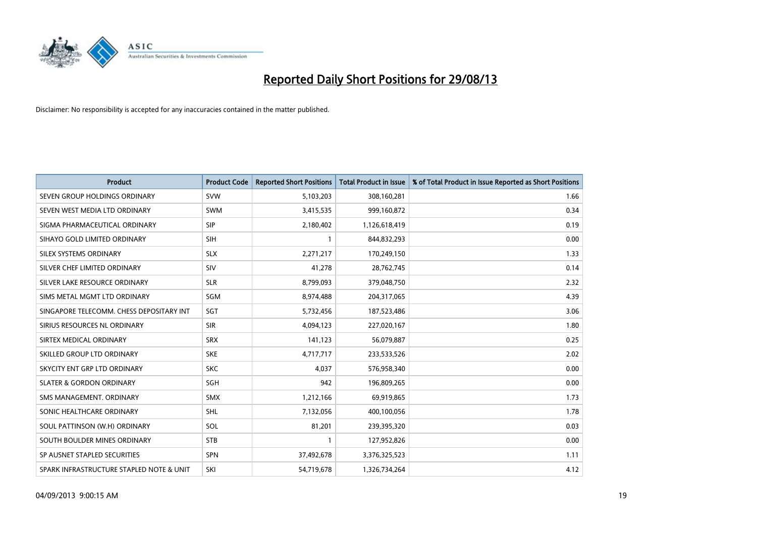# Reported Daily Short Positions for 29/08/13

Disclaimer: No responsibility is accepted for any inaccuracies contained in the matter published.

| Product | Product Code | Reported Short Positions | Total Product in Issue | % of Total Product in Issue Reported as Short Positions |
|---|---|---|---|---|
| SEVEN GROUP HOLDINGS ORDINARY | SVW | 5,103,203 | 308,160,281 | 1.66 |
| SEVEN WEST MEDIA LTD ORDINARY | SWM | 3,415,535 | 999,160,872 | 0.34 |
| SIGMA PHARMACEUTICAL ORDINARY | SIP | 2,180,402 | 1,126,618,419 | 0.19 |
| SIHAYO GOLD LIMITED ORDINARY | SIH | 1 | 844,832,293 | 0.00 |
| SILEX SYSTEMS ORDINARY | SLX | 2,271,217 | 170,249,150 | 1.33 |
| SILVER CHEF LIMITED ORDINARY | SIV | 41,278 | 28,762,745 | 0.14 |
| SILVER LAKE RESOURCE ORDINARY | SLR | 8,799,093 | 379,048,750 | 2.32 |
| SIMS METAL MGMT LTD ORDINARY | SGM | 8,974,488 | 204,317,065 | 4.39 |
| SINGAPORE TELECOMM. CHESS DEPOSITARY INT | SGT | 5,732,456 | 187,523,486 | 3.06 |
| SIRIUS RESOURCES NL ORDINARY | SIR | 4,094,123 | 227,020,167 | 1.80 |
| SIRTEX MEDICAL ORDINARY | SRX | 141,123 | 56,079,887 | 0.25 |
| SKILLED GROUP LTD ORDINARY | SKE | 4,717,717 | 233,533,526 | 2.02 |
| SKYCITY ENT GRP LTD ORDINARY | SKC | 4,037 | 576,958,340 | 0.00 |
| SLATER & GORDON ORDINARY | SGH | 942 | 196,809,265 | 0.00 |
| SMS MANAGEMENT. ORDINARY | SMX | 1,212,166 | 69,919,865 | 1.73 |
| SONIC HEALTHCARE ORDINARY | SHL | 7,132,056 | 400,100,056 | 1.78 |
| SOUL PATTINSON (W.H) ORDINARY | SOL | 81,201 | 239,395,320 | 0.03 |
| SOUTH BOULDER MINES ORDINARY | STB | 1 | 127,952,826 | 0.00 |
| SP AUSNET STAPLED SECURITIES | SPN | 37,492,678 | 3,376,325,523 | 1.11 |
| SPARK INFRASTRUCTURE STAPLED NOTE & UNIT | SKI | 54,719,678 | 1,326,734,264 | 4.12 |

04/09/2013 9:00:15 AM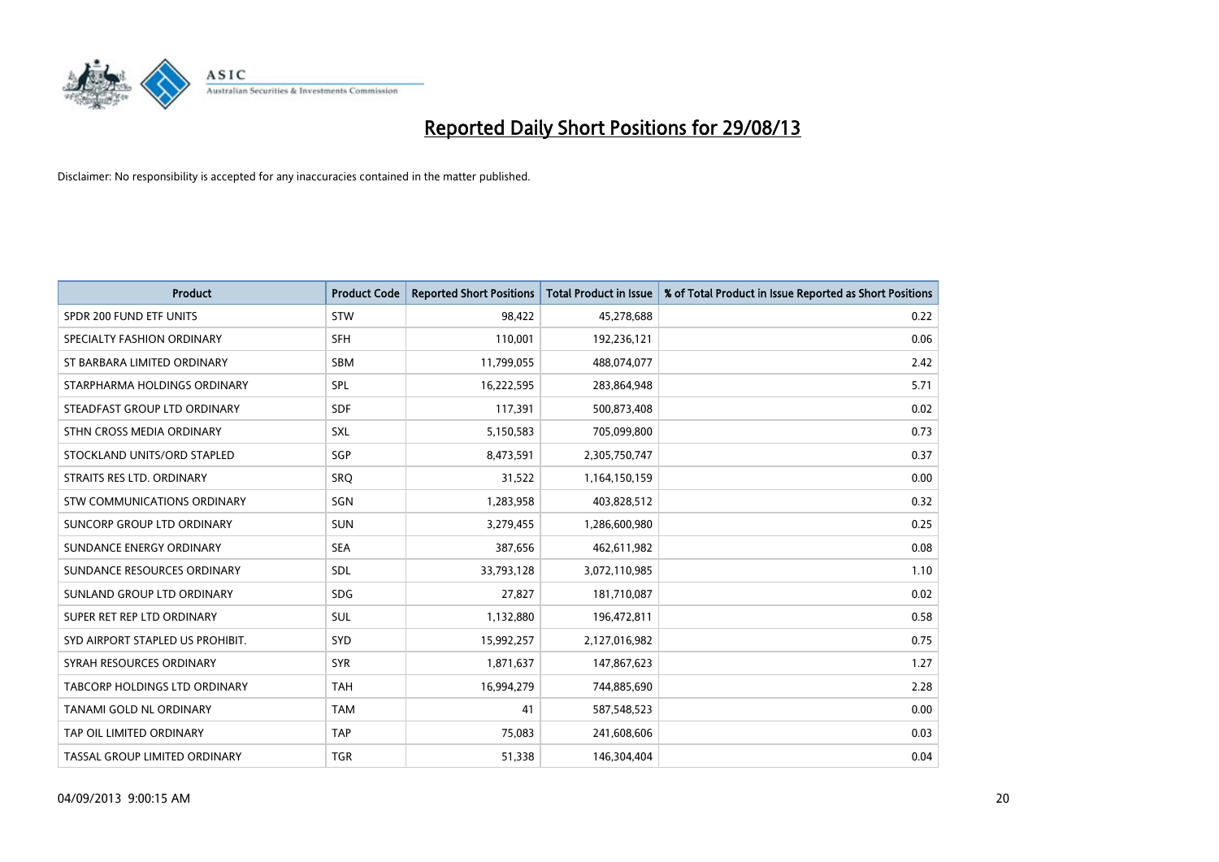# Reported Daily Short Positions for 29/08/13

Disclaimer: No responsibility is accepted for any inaccuracies contained in the matter published.

| Product | Product Code | Reported Short Positions | Total Product in Issue | % of Total Product in Issue Reported as Short Positions |
|---|---|---|---|---|
| SPDR 200 FUND ETF UNITS | STW | 98,422 | 45,278,688 | 0.22 |
| SPECIALTY FASHION ORDINARY | SFH | 110,001 | 192,236,121 | 0.06 |
| ST BARBARA LIMITED ORDINARY | SBM | 11,799,055 | 488,074,077 | 2.42 |
| STARPHARMA HOLDINGS ORDINARY | SPL | 16,222,595 | 283,864,948 | 5.71 |
| STEADFAST GROUP LTD ORDINARY | SDF | 117,391 | 500,873,408 | 0.02 |
| STHN CROSS MEDIA ORDINARY | SXL | 5,150,583 | 705,099,800 | 0.73 |
| STOCKLAND UNITS/ORD STAPLED | SGP | 8,473,591 | 2,305,750,747 | 0.37 |
| STRAITS RES LTD. ORDINARY | SRQ | 31,522 | 1,164,150,159 | 0.00 |
| STW COMMUNICATIONS ORDINARY | SGN | 1,283,958 | 403,828,512 | 0.32 |
| SUNCORP GROUP LTD ORDINARY | SUN | 3,279,455 | 1,286,600,980 | 0.25 |
| SUNDANCE ENERGY ORDINARY | SEA | 387,656 | 462,611,982 | 0.08 |
| SUNDANCE RESOURCES ORDINARY | SDL | 33,793,128 | 3,072,110,985 | 1.10 |
| SUNLAND GROUP LTD ORDINARY | SDG | 27,827 | 181,710,087 | 0.02 |
| SUPER RET REP LTD ORDINARY | SUL | 1,132,880 | 196,472,811 | 0.58 |
| SYD AIRPORT STAPLED US PROHIBIT. | SYD | 15,992,257 | 2,127,016,982 | 0.75 |
| SYRAH RESOURCES ORDINARY | SYR | 1,871,637 | 147,867,623 | 1.27 |
| TABCORP HOLDINGS LTD ORDINARY | TAH | 16,994,279 | 744,885,690 | 2.28 |
| TANAMI GOLD NL ORDINARY | TAM | 41 | 587,548,523 | 0.00 |
| TAP OIL LIMITED ORDINARY | TAP | 75,083 | 241,608,606 | 0.03 |
| TASSAL GROUP LIMITED ORDINARY | TGR | 51,338 | 146,304,404 | 0.04 |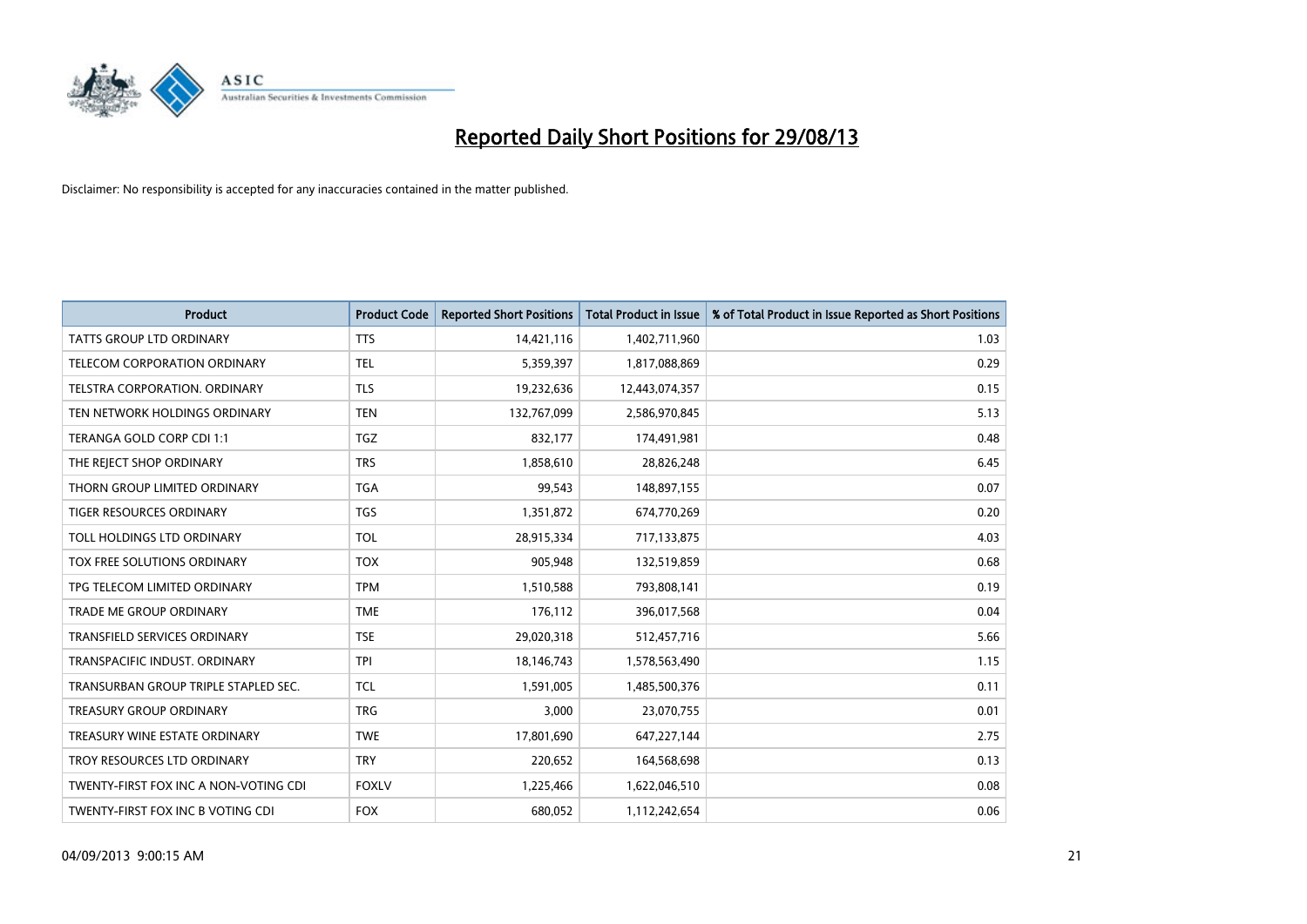# Reported Daily Short Positions for 29/08/13

Disclaimer: No responsibility is accepted for any inaccuracies contained in the matter published.

| Product | Product Code | Reported Short Positions | Total Product in Issue | % of Total Product in Issue Reported as Short Positions |
|---|---|---|---|---|
| TATTS GROUP LTD ORDINARY | TTS | 14,421,116 | 1,402,711,960 | 1.03 |
| TELECOM CORPORATION ORDINARY | TEL | 5,359,397 | 1,817,088,869 | 0.29 |
| TELSTRA CORPORATION. ORDINARY | TLS | 19,232,636 | 12,443,074,357 | 0.15 |
| TEN NETWORK HOLDINGS ORDINARY | TEN | 132,767,099 | 2,586,970,845 | 5.13 |
| TERANGA GOLD CORP CDI 1:1 | TGZ | 832,177 | 174,491,981 | 0.48 |
| THE REJECT SHOP ORDINARY | TRS | 1,858,610 | 28,826,248 | 6.45 |
| THORN GROUP LIMITED ORDINARY | TGA | 99,543 | 148,897,155 | 0.07 |
| TIGER RESOURCES ORDINARY | TGS | 1,351,872 | 674,770,269 | 0.20 |
| TOLL HOLDINGS LTD ORDINARY | TOL | 28,915,334 | 717,133,875 | 4.03 |
| TOX FREE SOLUTIONS ORDINARY | TOX | 905,948 | 132,519,859 | 0.68 |
| TPG TELECOM LIMITED ORDINARY | TPM | 1,510,588 | 793,808,141 | 0.19 |
| TRADE ME GROUP ORDINARY | TME | 176,112 | 396,017,568 | 0.04 |
| TRANSFIELD SERVICES ORDINARY | TSE | 29,020,318 | 512,457,716 | 5.66 |
| TRANSPACIFIC INDUST. ORDINARY | TPI | 18,146,743 | 1,578,563,490 | 1.15 |
| TRANSURBAN GROUP TRIPLE STAPLED SEC. | TCL | 1,591,005 | 1,485,500,376 | 0.11 |
| TREASURY GROUP ORDINARY | TRG | 3,000 | 23,070,755 | 0.01 |
| TREASURY WINE ESTATE ORDINARY | TWE | 17,801,690 | 647,227,144 | 2.75 |
| TROY RESOURCES LTD ORDINARY | TRY | 220,652 | 164,568,698 | 0.13 |
| TWENTY-FIRST FOX INC A NON-VOTING CDI | FOXLV | 1,225,466 | 1,622,046,510 | 0.08 |
| TWENTY-FIRST FOX INC B VOTING CDI | FOX | 680,052 | 1,112,242,654 | 0.06 |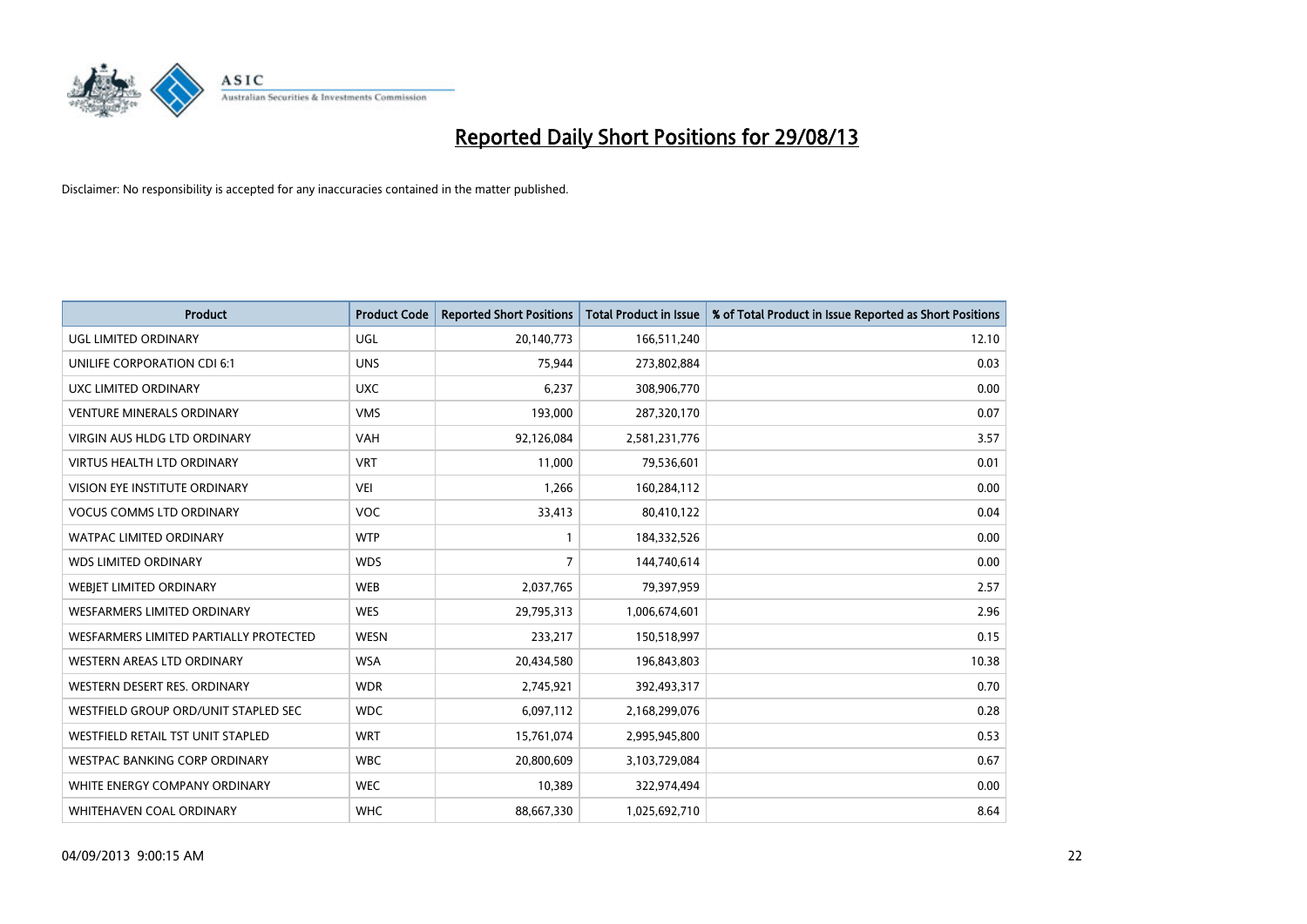# Reported Daily Short Positions for 29/08/13

Disclaimer: No responsibility is accepted for any inaccuracies contained in the matter published.

| Product | Product Code | Reported Short Positions | Total Product in Issue | % of Total Product in Issue Reported as Short Positions |
|---|---|---|---|---|
| UGL LIMITED ORDINARY | UGL | 20,140,773 | 166,511,240 | 12.10 |
| UNILIFE CORPORATION CDI 6:1 | UNS | 75,944 | 273,802,884 | 0.03 |
| UXC LIMITED ORDINARY | UXC | 6,237 | 308,906,770 | 0.00 |
| VENTURE MINERALS ORDINARY | VMS | 193,000 | 287,320,170 | 0.07 |
| VIRGIN AUS HLDG LTD ORDINARY | VAH | 92,126,084 | 2,581,231,776 | 3.57 |
| VIRTUS HEALTH LTD ORDINARY | VRT | 11,000 | 79,536,601 | 0.01 |
| VISION EYE INSTITUTE ORDINARY | VEI | 1,266 | 160,284,112 | 0.00 |
| VOCUS COMMS LTD ORDINARY | VOC | 33,413 | 80,410,122 | 0.04 |
| WATPAC LIMITED ORDINARY | WTP | 1 | 184,332,526 | 0.00 |
| WDS LIMITED ORDINARY | WDS | 7 | 144,740,614 | 0.00 |
| WEBJET LIMITED ORDINARY | WEB | 2,037,765 | 79,397,959 | 2.57 |
| WESFARMERS LIMITED ORDINARY | WES | 29,795,313 | 1,006,674,601 | 2.96 |
| WESFARMERS LIMITED PARTIALLY PROTECTED | WESN | 233,217 | 150,518,997 | 0.15 |
| WESTERN AREAS LTD ORDINARY | WSA | 20,434,580 | 196,843,803 | 10.38 |
| WESTERN DESERT RES. ORDINARY | WDR | 2,745,921 | 392,493,317 | 0.70 |
| WESTFIELD GROUP ORD/UNIT STAPLED SEC | WDC | 6,097,112 | 2,168,299,076 | 0.28 |
| WESTFIELD RETAIL TST UNIT STAPLED | WRT | 15,761,074 | 2,995,945,800 | 0.53 |
| WESTPAC BANKING CORP ORDINARY | WBC | 20,800,609 | 3,103,729,084 | 0.67 |
| WHITE ENERGY COMPANY ORDINARY | WEC | 10,389 | 322,974,494 | 0.00 |
| WHITEHAVEN COAL ORDINARY | WHC | 88,667,330 | 1,025,692,710 | 8.64 |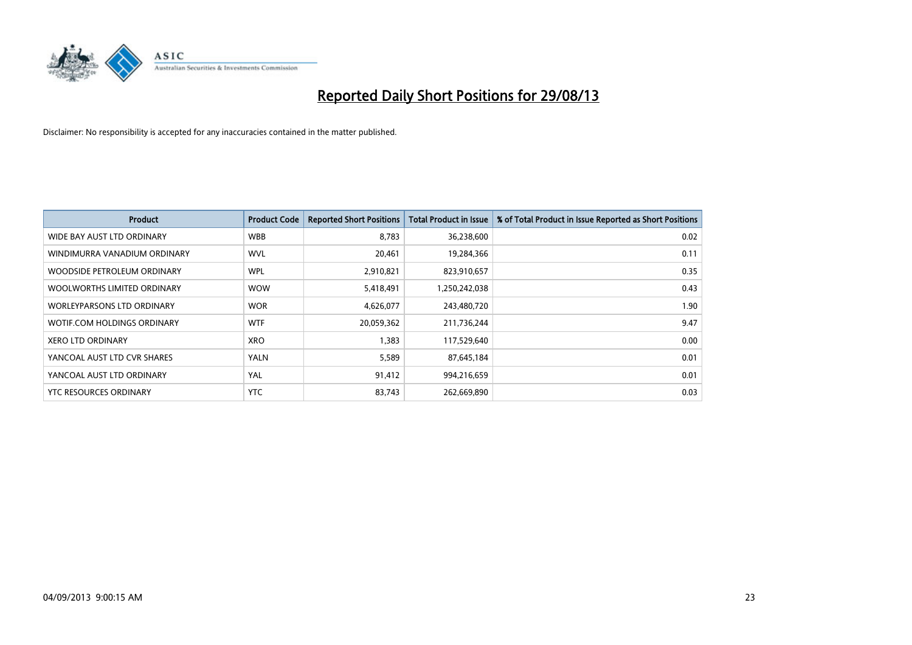# Reported Daily Short Positions for 29/08/13

Disclaimer: No responsibility is accepted for any inaccuracies contained in the matter published.

| Product | Product Code | Reported Short Positions | Total Product in Issue | % of Total Product in Issue Reported as Short Positions |
|---|---|---|---|---|
| WIDE BAY AUST LTD ORDINARY | WBB | 8,783 | 36,238,600 | 0.02 |
| WINDIMURRA VANADIUM ORDINARY | WVL | 20,461 | 19,284,366 | 0.11 |
| WOODSIDE PETROLEUM ORDINARY | WPL | 2,910,821 | 823,910,657 | 0.35 |
| WOOLWORTHS LIMITED ORDINARY | WOW | 5,418,491 | 1,250,242,038 | 0.43 |
| WORLEYPARSONS LTD ORDINARY | WOR | 4,626,077 | 243,480,720 | 1.90 |
| WOTIF.COM HOLDINGS ORDINARY | WTF | 20,059,362 | 211,736,244 | 9.47 |
| XERO LTD ORDINARY | XRO | 1,383 | 117,529,640 | 0.00 |
| YANCOAL AUST LTD CVR SHARES | YALN | 5,589 | 87,645,184 | 0.01 |
| YANCOAL AUST LTD ORDINARY | YAL | 91,412 | 994,216,659 | 0.01 |
| YTC RESOURCES ORDINARY | YTC | 83,743 | 262,669,890 | 0.03 |

04/09/2013 9:00:15 AM